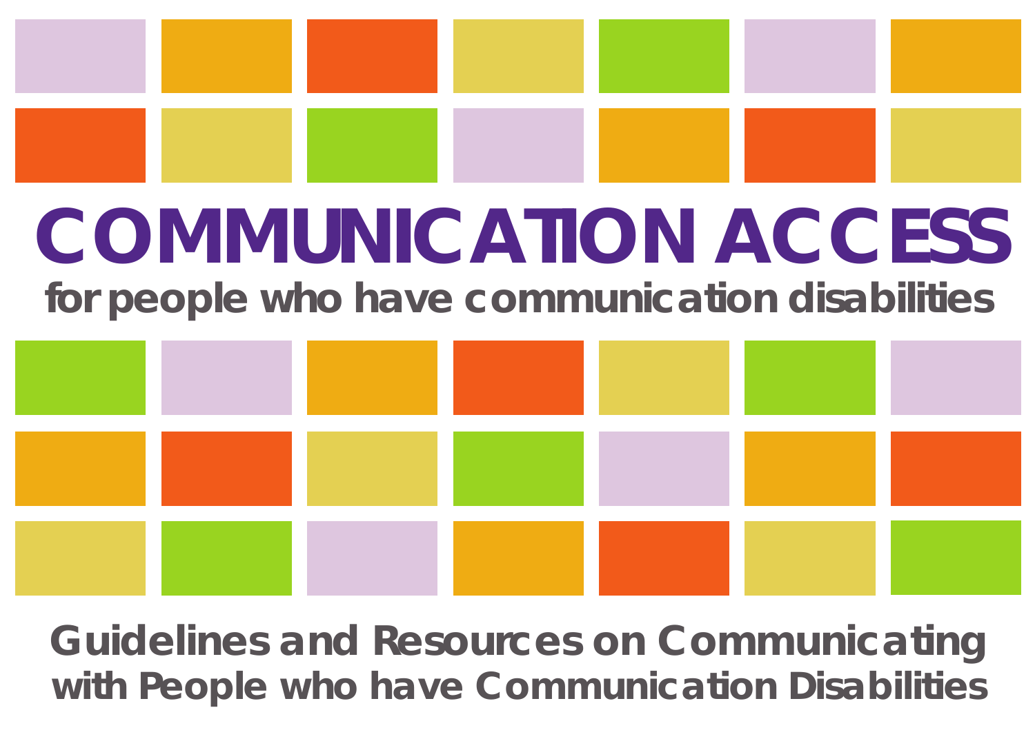# COMMUNICATION ACCESS

## for people who have communication disabilities

**Guidelines and Resources on Communicating with People who have Communication Disabilities**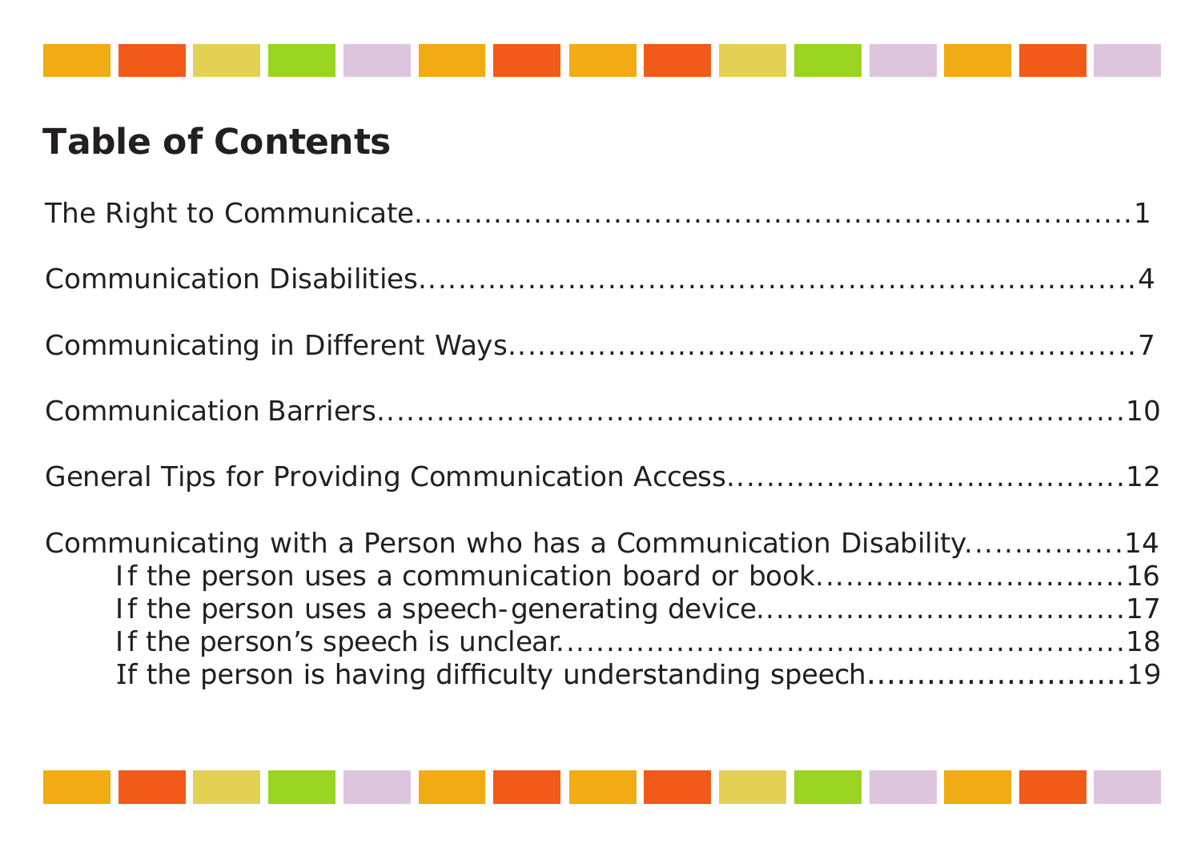# Table of Contents

The Right to Communicate........................................................................1

Communication Disabilities........................................................................4

Communicating in Different Ways............................................................7

Communication Barriers.............................................................................10

General Tips for Providing Communication Access...............................12

Communicating with a Person who has a Communication Disability................14
- If the person uses a communication board or book..............................16
- If the person uses a speech-generating device....................................17
- If the person's speech is unclear......................................................18
- If the person is having difficulty understanding speech..........................19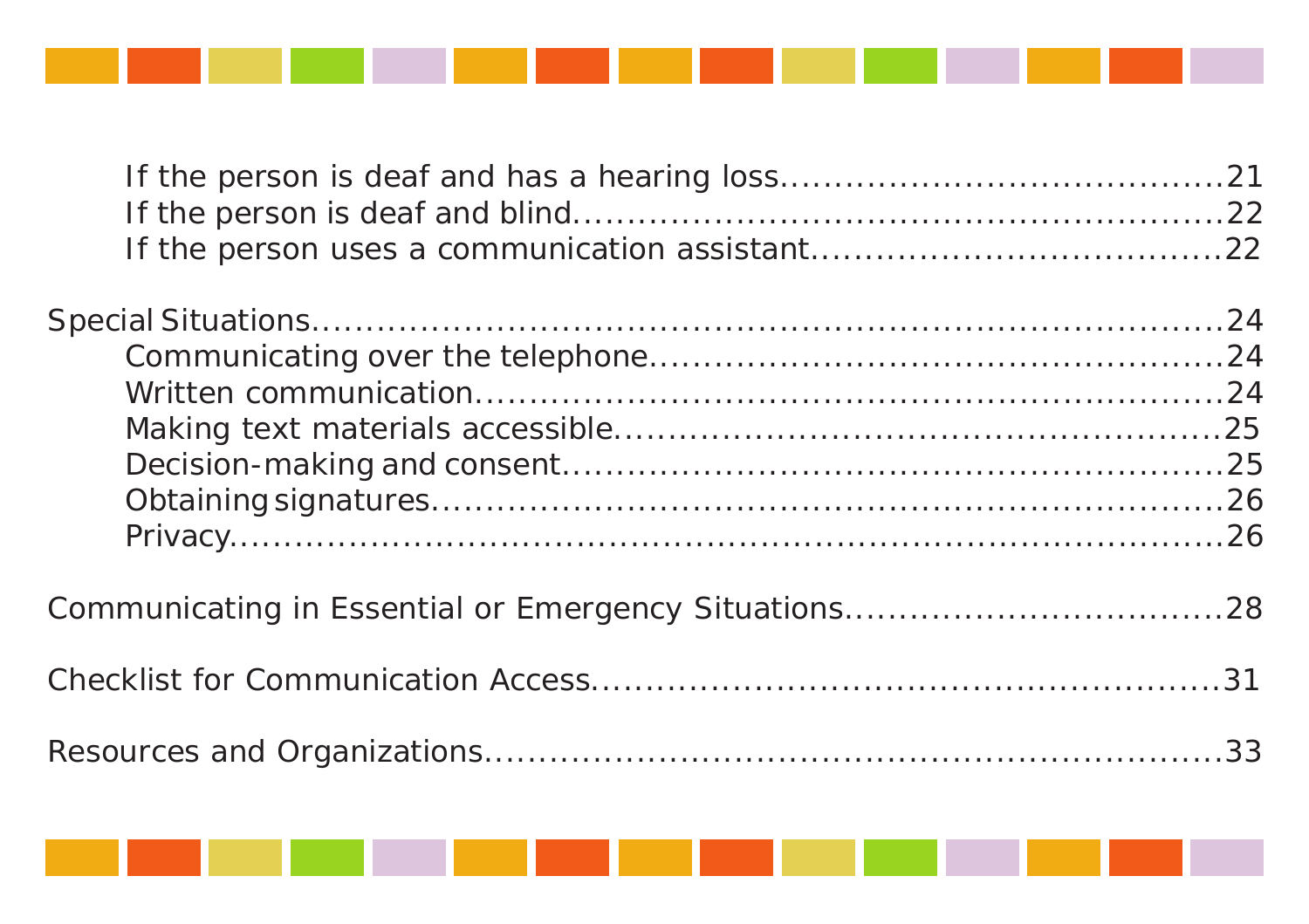- If the person is deaf and has a hearing loss....................................21
- If the person is deaf and blind....................................................22
- If the person uses a communication assistant.................................22

Special Situations.............................................................................24

- Communicating over the telephone...............................................24
- Written communication..................................................................24
- Making text materials accessible....................................................25
- Decision-making and consent.........................................................25
- Obtaining signatures.....................................................................26
- Privacy.........................................................................................26

Communicating in Essential or Emergency Situations..................................28

Checklist for Communication Access.........................................................31

Resources and Organizations...................................................................33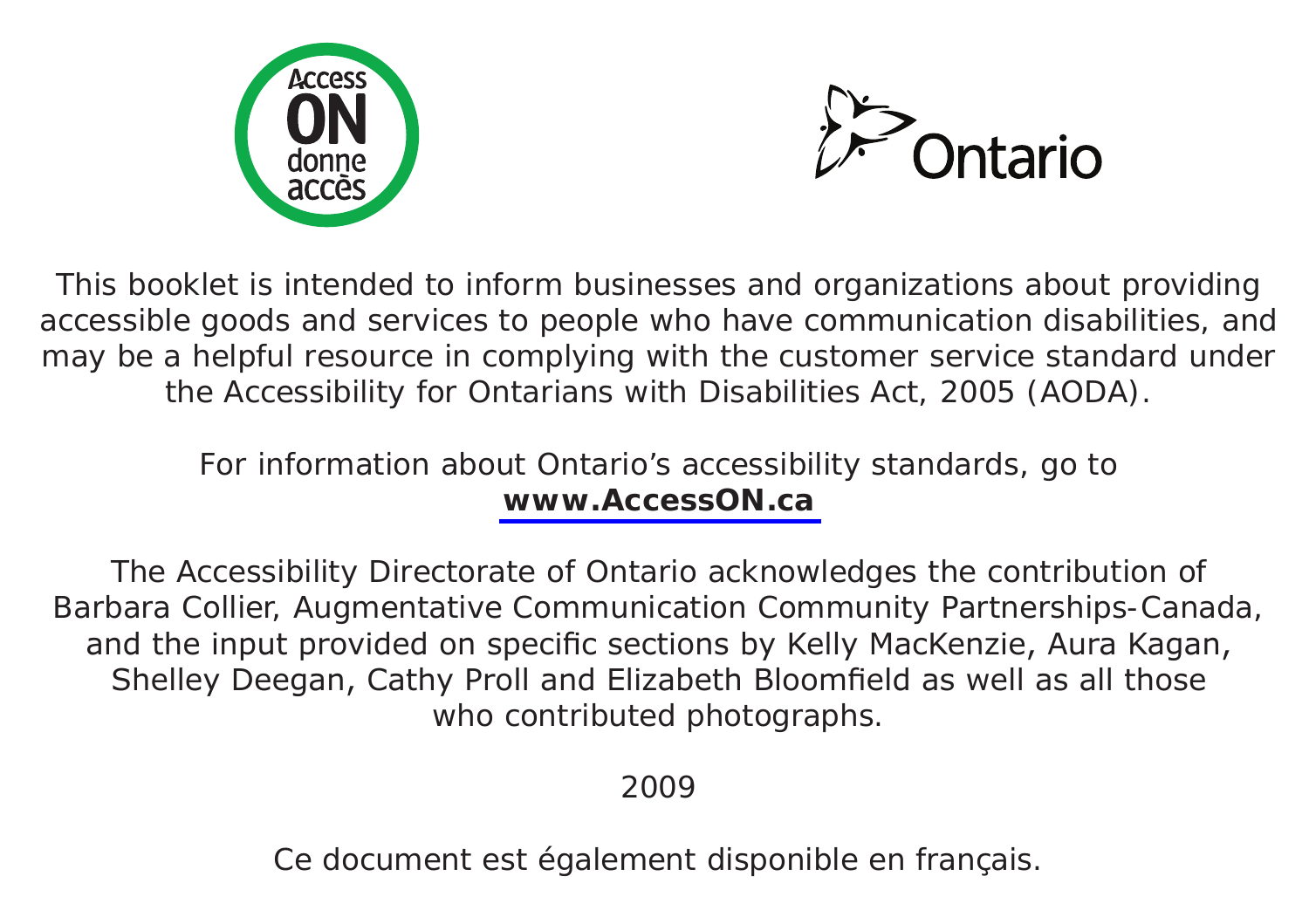This booklet is intended to inform businesses and organizations about providing accessible goods and services to people who have communication disabilities, and may be a helpful resource in complying with the customer service standard under the Accessibility for Ontarians with Disabilities Act, 2005 (AODA).

For information about Ontario's accessibility standards, go to **www.AccessON.ca**

The Accessibility Directorate of Ontario acknowledges the contribution of Barbara Collier, Augmentative Communication Community Partnerships-Canada, and the input provided on specific sections by Kelly MacKenzie, Aura Kagan, Shelley Deegan, Cathy Proll and Elizabeth Bloomfield as well as all those who contributed photographs.

2009

Ce document est également disponible en français.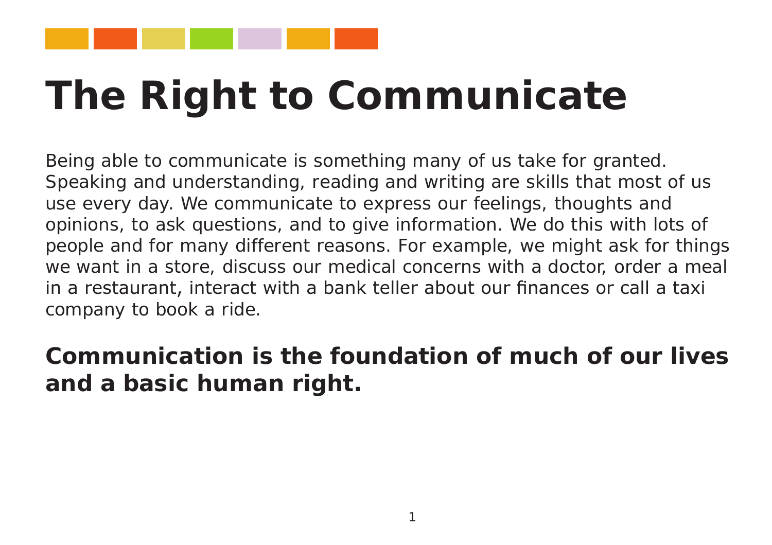# The Right to Communicate

Being able to communicate is something many of us take for granted. Speaking and understanding, reading and writing are skills that most of us use every day. We communicate to express our feelings, thoughts and opinions, to ask questions, and to give information. We do this with lots of people and for many different reasons. For example, we might ask for things we want in a store, discuss our medical concerns with a doctor, order a meal in a restaurant, interact with a bank teller about our finances or call a taxi company to book a ride.

**Communication is the foundation of much of our lives and a basic human right.**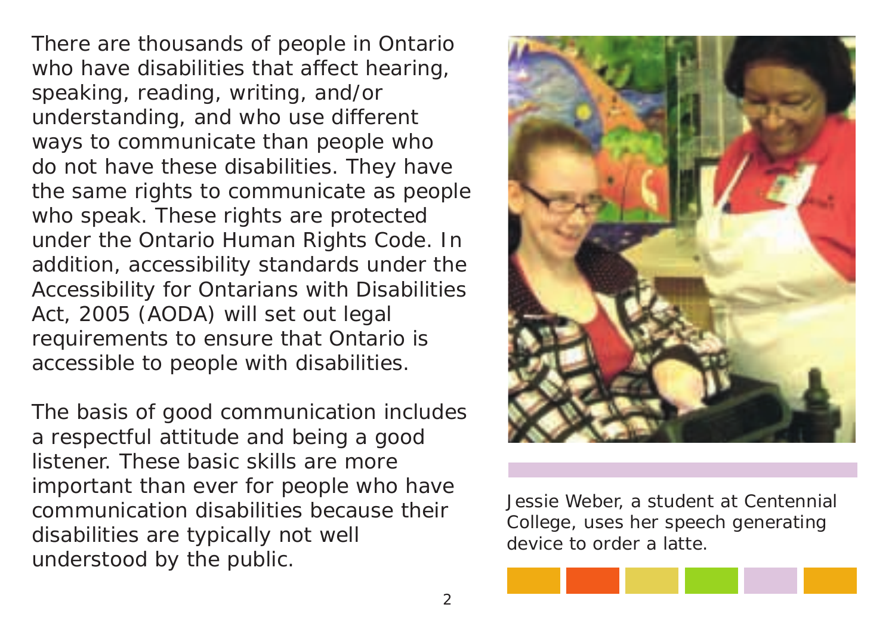There are thousands of people in Ontario who have disabilities that affect hearing, speaking, reading, writing, and/or understanding, and who use different ways to communicate than people who do not have these disabilities. They have the same rights to communicate as people who speak. These rights are protected under the Ontario Human Rights Code. In addition, accessibility standards under the Accessibility for Ontarians with Disabilities Act, 2005 (AODA) will set out legal requirements to ensure that Ontario is accessible to people with disabilities.

The basis of good communication includes a respectful attitude and being a good listener. These basic skills are more important than ever for people who have communication disabilities because their disabilities are typically not well understood by the public.

Jessie Weber, a student at Centennial College, uses her speech generating device to order a latte.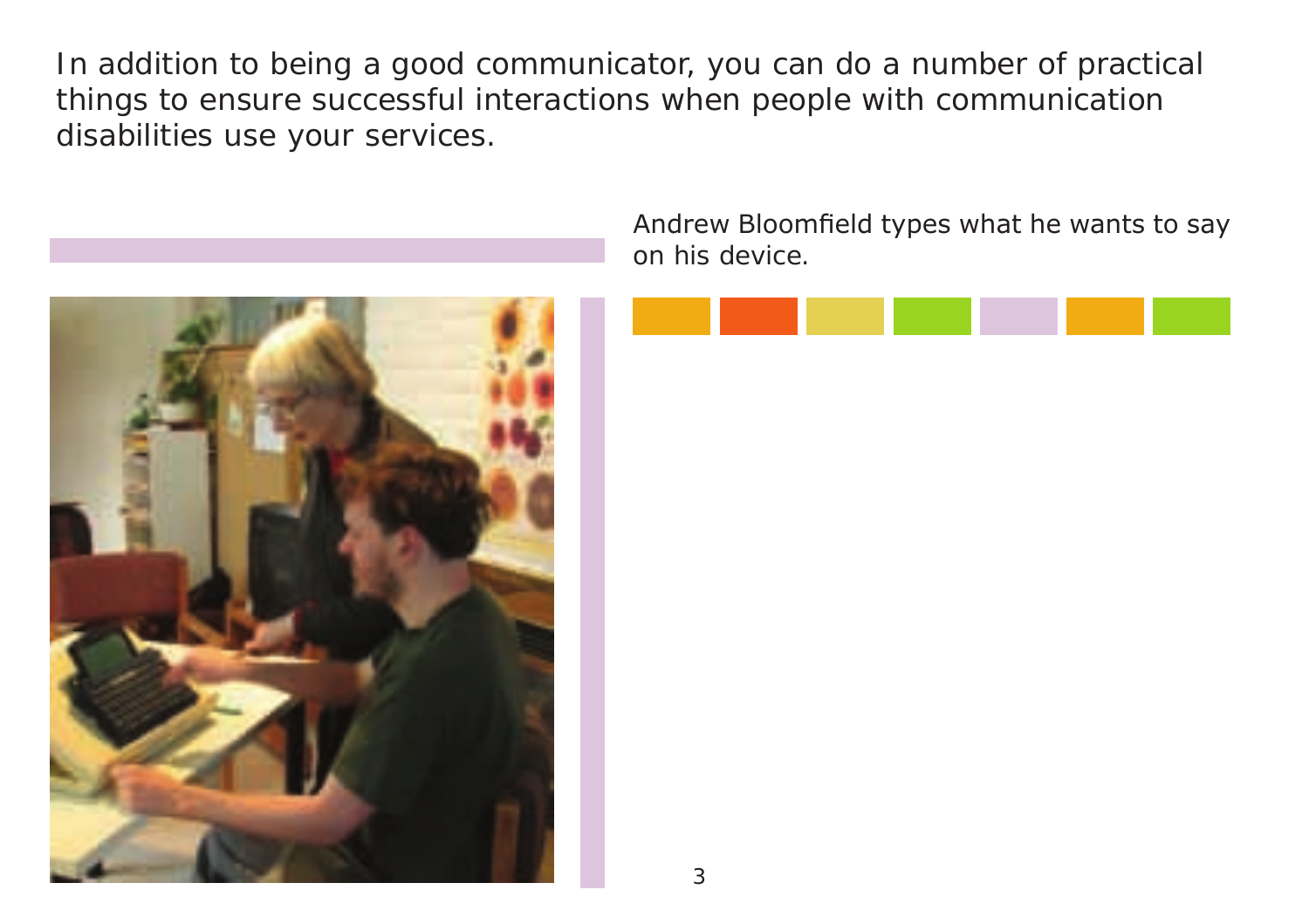In addition to being a good communicator, you can do a number of practical things to ensure successful interactions when people with communication disabilities use your services.

Andrew Bloomfield types what he wants to say on his device.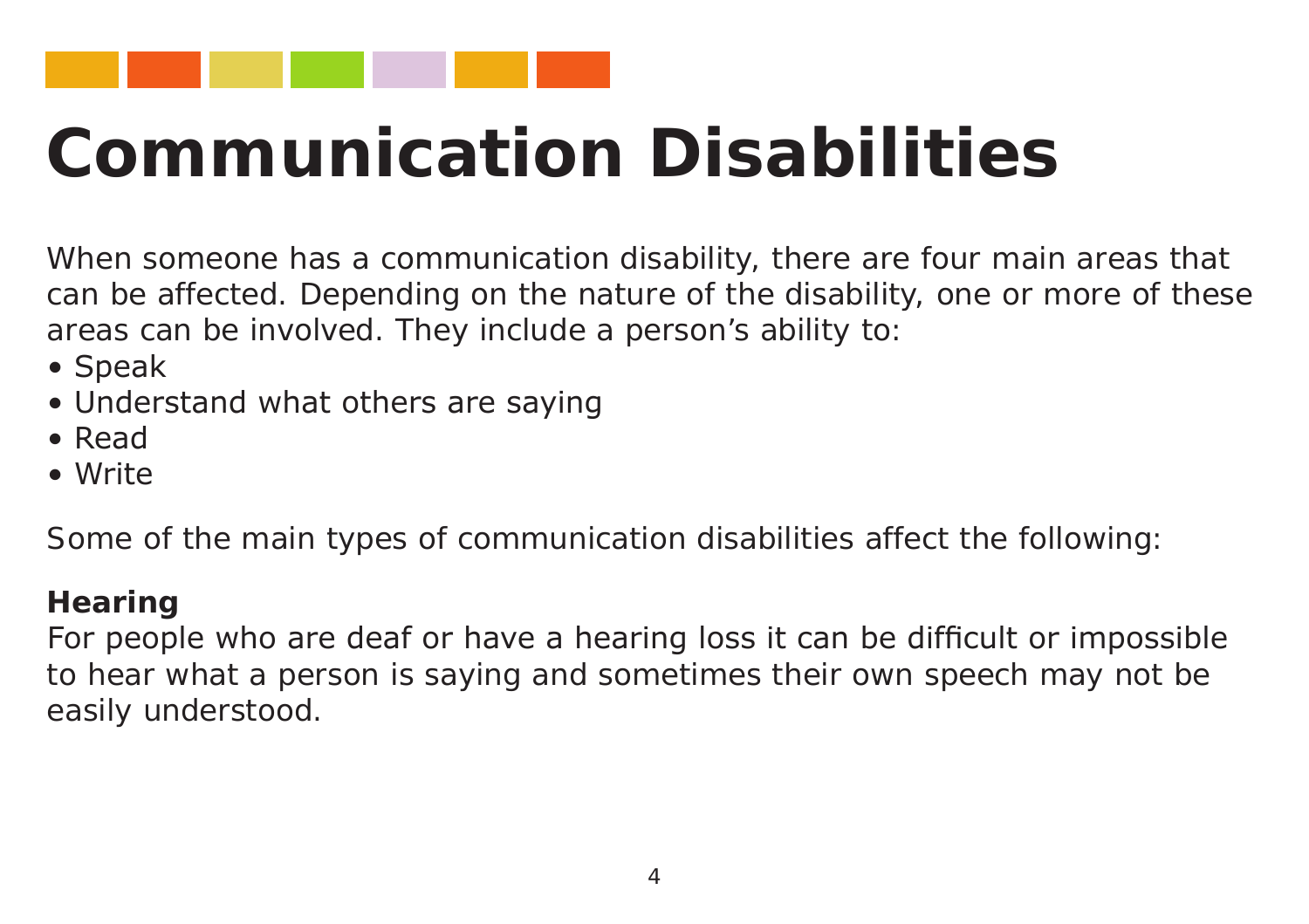# Communication Disabilities

When someone has a communication disability, there are four main areas that can be affected. Depending on the nature of the disability, one or more of these areas can be involved. They include a person's ability to:

- Speak
- Understand what others are saying
- Read
- Write

Some of the main types of communication disabilities affect the following:

**Hearing**
For people who are deaf or have a hearing loss it can be difficult or impossible to hear what a person is saying and sometimes their own speech may not be easily understood.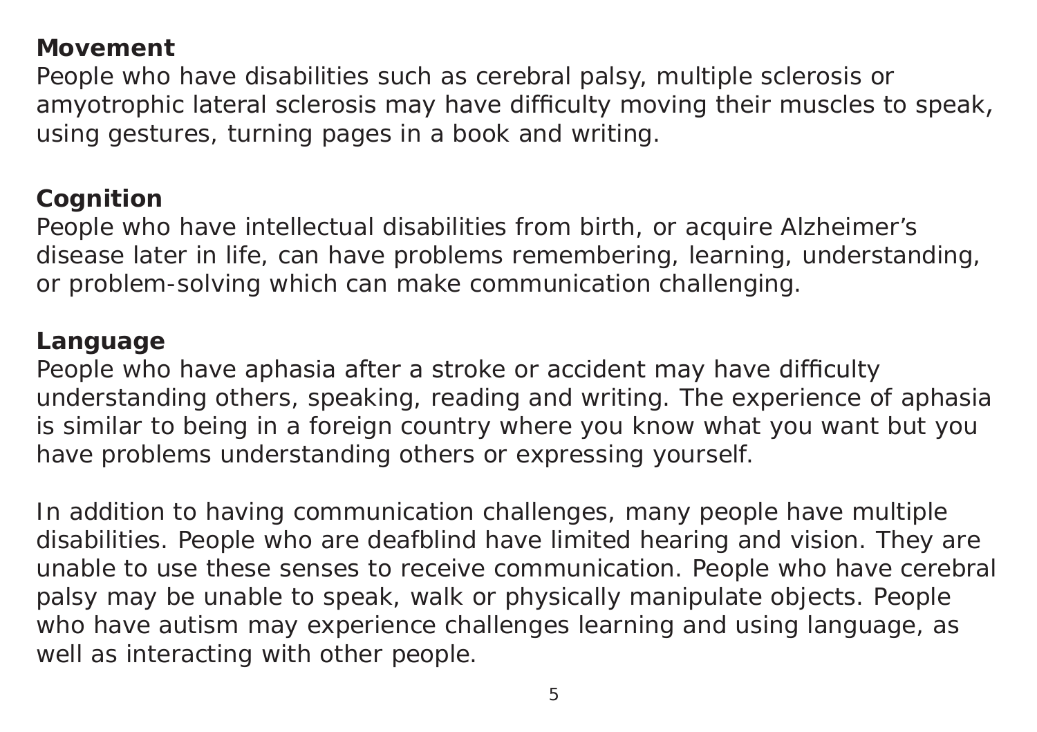**Movement**

People who have disabilities such as cerebral palsy, multiple sclerosis or amyotrophic lateral sclerosis may have difficulty moving their muscles to speak, using gestures, turning pages in a book and writing.

**Cognition**

People who have intellectual disabilities from birth, or acquire Alzheimer's disease later in life, can have problems remembering, learning, understanding, or problem-solving which can make communication challenging.

**Language**

People who have aphasia after a stroke or accident may have difficulty understanding others, speaking, reading and writing. The experience of aphasia is similar to being in a foreign country where you know what you want but you have problems understanding others or expressing yourself.

In addition to having communication challenges, many people have multiple disabilities. People who are deafblind have limited hearing and vision. They are unable to use these senses to receive communication. People who have cerebral palsy may be unable to speak, walk or physically manipulate objects. People who have autism may experience challenges learning and using language, as well as interacting with other people.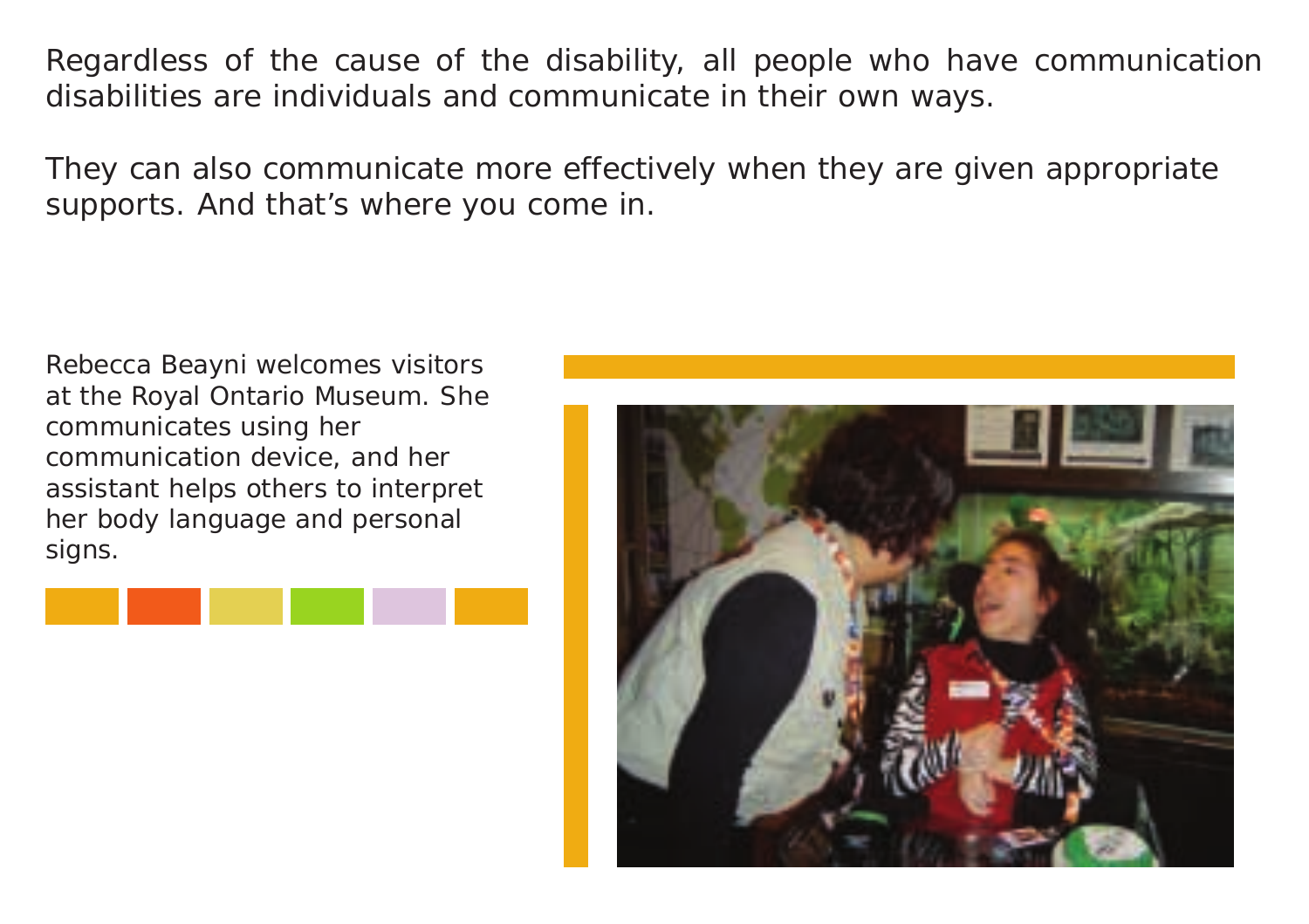Regardless of the cause of the disability, all people who have communication disabilities are individuals and communicate in their own ways.

They can also communicate more effectively when they are given appropriate supports. And that's where you come in.

Rebecca Beayni welcomes visitors at the Royal Ontario Museum. She communicates using her communication device, and her assistant helps others to interpret her body language and personal signs.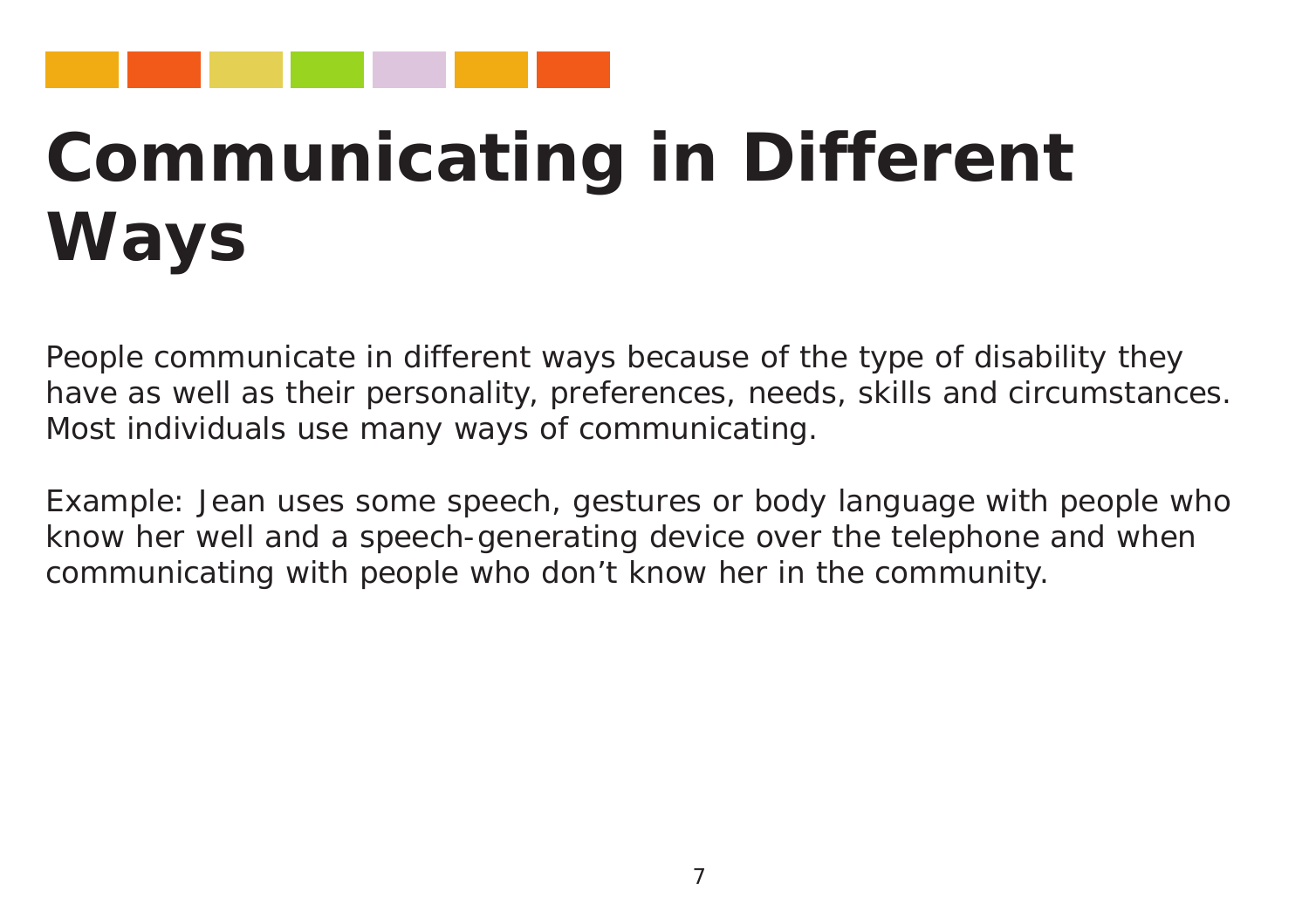# Communicating in Different Ways

People communicate in different ways because of the type of disability they have as well as their personality, preferences, needs, skills and circumstances. Most individuals use many ways of communicating.

Example: Jean uses some speech, gestures or body language with people who know her well and a speech-generating device over the telephone and when communicating with people who don't know her in the community.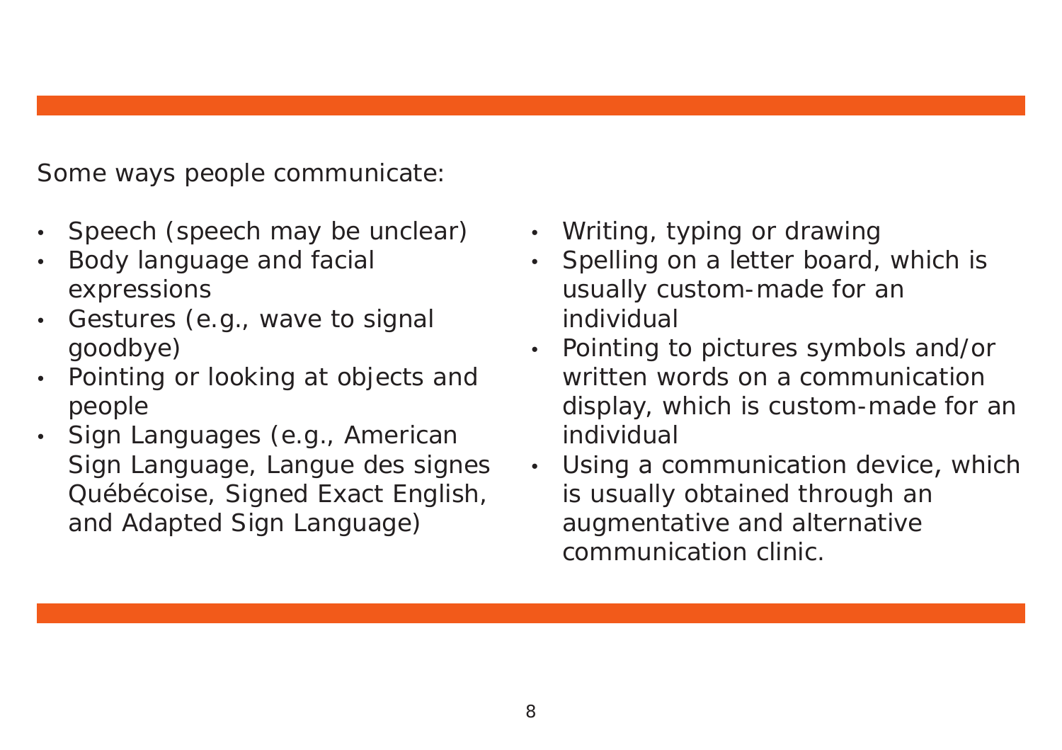Some ways people communicate:

- Speech (speech may be unclear)
- Body language and facial expressions
- Gestures (e.g., wave to signal goodbye)
- Pointing or looking at objects and people
- Sign Languages (e.g., American Sign Language, Langue des signes Québécoise, Signed Exact English, and Adapted Sign Language)
- Writing, typing or drawing
- Spelling on a letter board, which is usually custom-made for an individual
- Pointing to pictures symbols and/or written words on a communication display, which is custom-made for an individual
- Using a communication device, which is usually obtained through an augmentative and alternative communication clinic.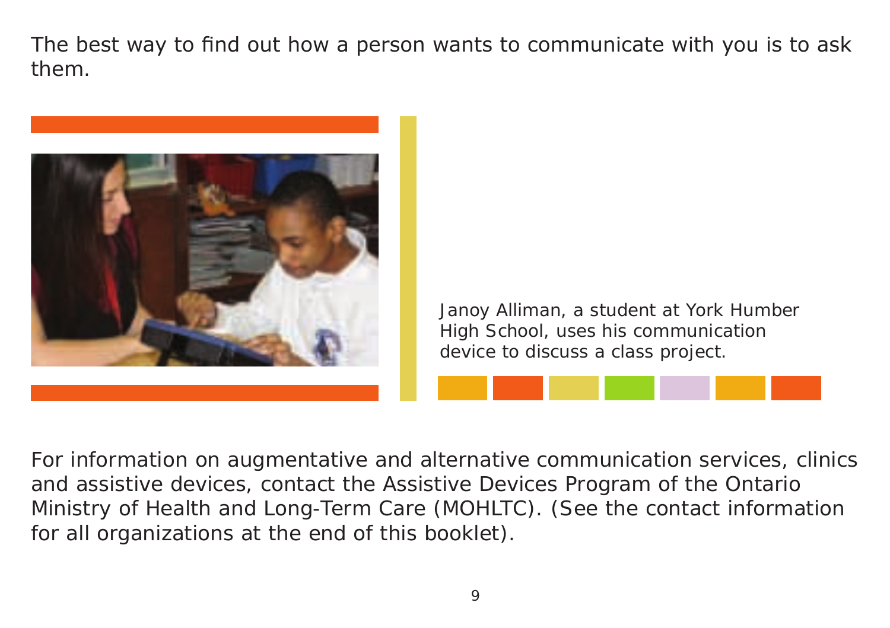The best way to find out how a person wants to communicate with you is to ask them.

Janoy Alliman, a student at York Humber High School, uses his communication device to discuss a class project.

For information on augmentative and alternative communication services, clinics and assistive devices, contact the Assistive Devices Program of the Ontario Ministry of Health and Long-Term Care (MOHLTC). (See the contact information for all organizations at the end of this booklet).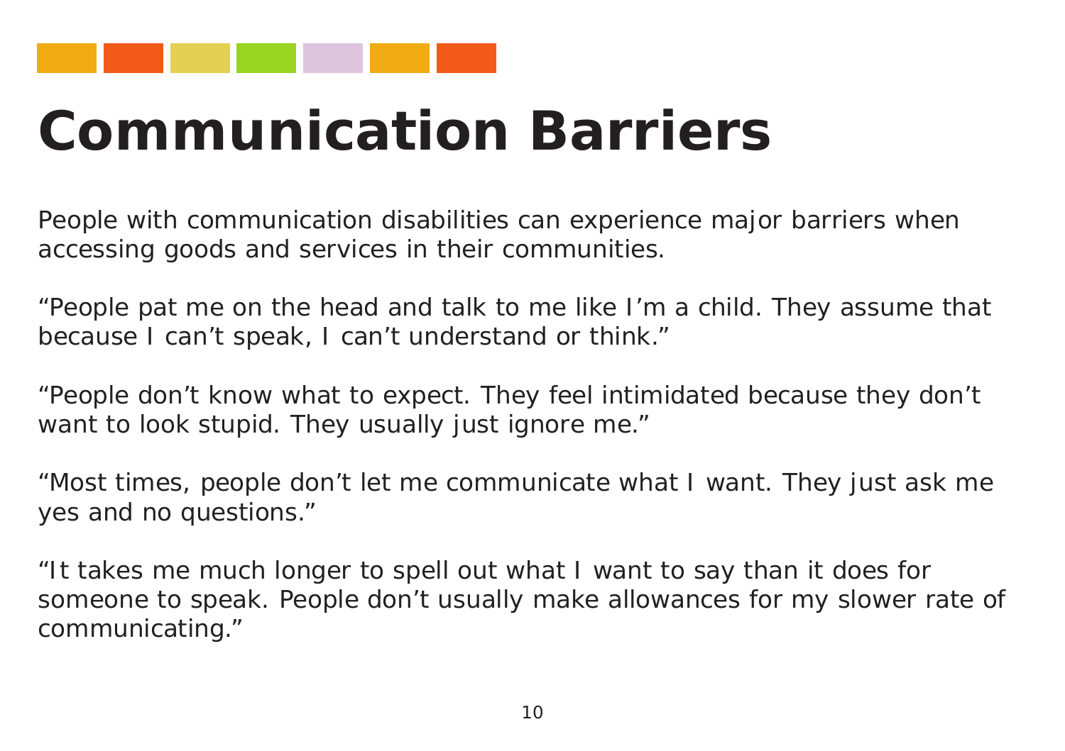# Communication Barriers

People with communication disabilities can experience major barriers when accessing goods and services in their communities.

"People pat me on the head and talk to me like I'm a child. They assume that because I can't speak, I can't understand or think."

"People don't know what to expect. They feel intimidated because they don't want to look stupid. They usually just ignore me."

"Most times, people don't let me communicate what I want. They just ask me yes and no questions."

"It takes me much longer to spell out what I want to say than it does for someone to speak. People don't usually make allowances for my slower rate of communicating."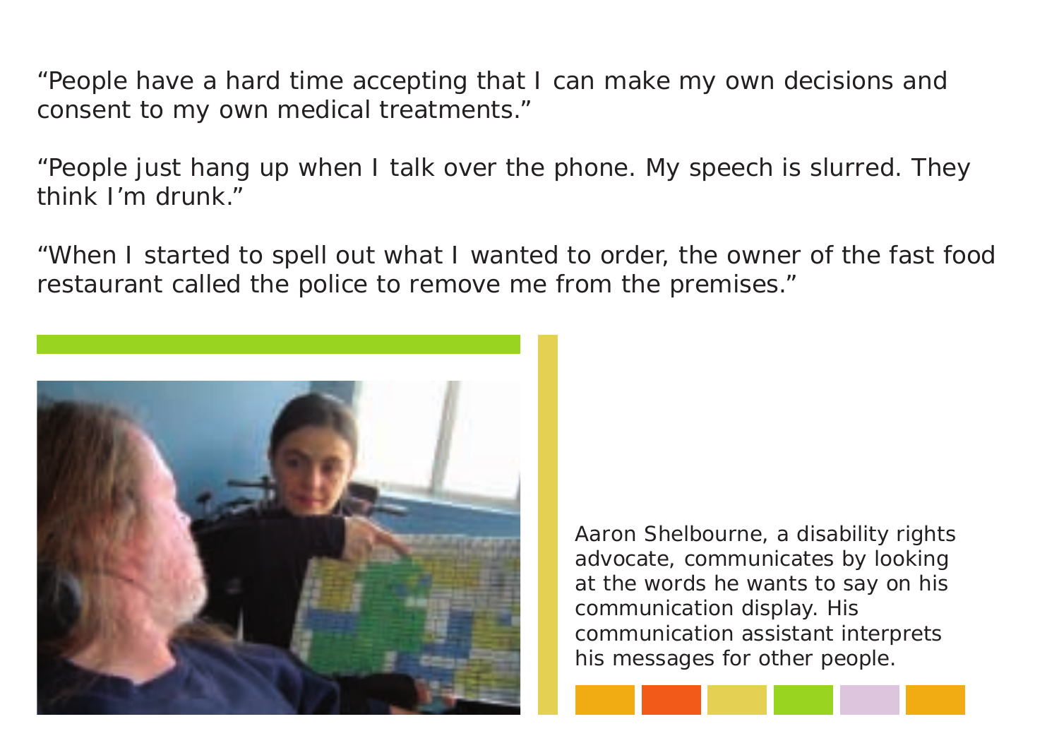"People have a hard time accepting that I can make my own decisions and consent to my own medical treatments."

"People just hang up when I talk over the phone. My speech is slurred. They think I'm drunk."

"When I started to spell out what I wanted to order, the owner of the fast food restaurant called the police to remove me from the premises."

Aaron Shelbourne, a disability rights advocate, communicates by looking at the words he wants to say on his communication display. His communication assistant interprets his messages for other people.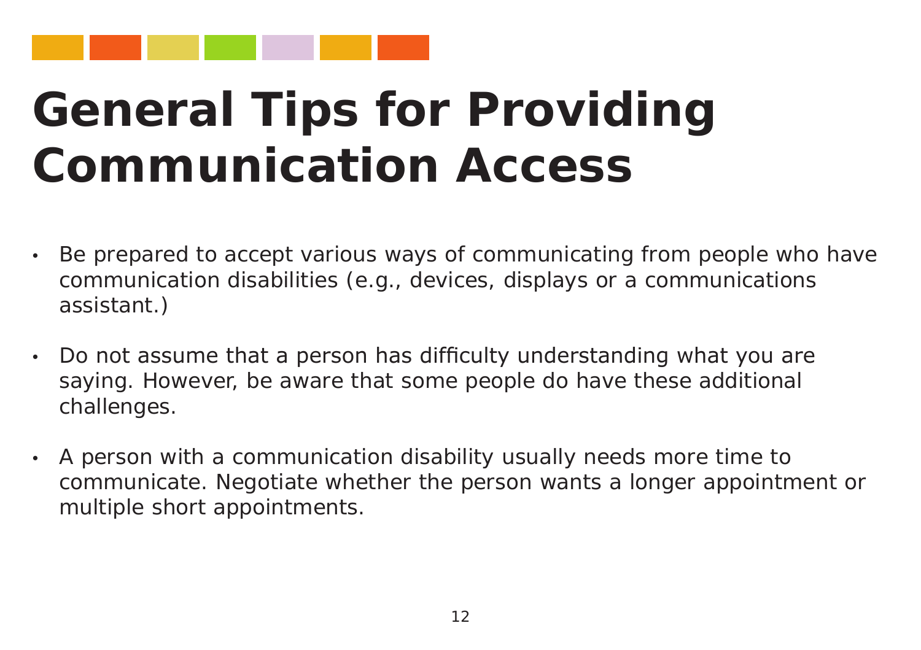# General Tips for Providing Communication Access

- Be prepared to accept various ways of communicating from people who have communication disabilities (e.g., devices, displays or a communications assistant.)

- Do not assume that a person has difficulty understanding what you are saying. However, be aware that some people do have these additional challenges.

- A person with a communication disability usually needs more time to communicate. Negotiate whether the person wants a longer appointment or multiple short appointments.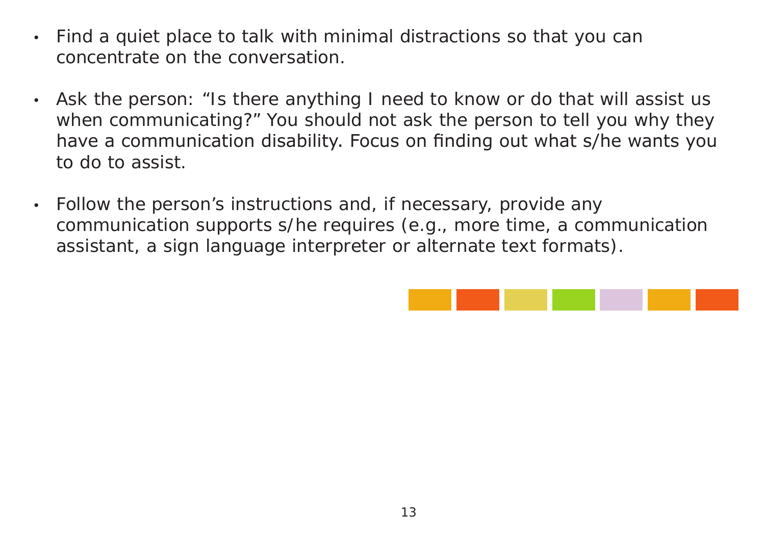- Find a quiet place to talk with minimal distractions so that you can concentrate on the conversation.

- Ask the person: "Is there anything I need to know or do that will assist us when communicating?" You should not ask the person to tell you why they have a communication disability. Focus on finding out what s/he wants you to do to assist.

- Follow the person's instructions and, if necessary, provide any communication supports s/he requires (e.g., more time, a communication assistant, a sign language interpreter or alternate text formats).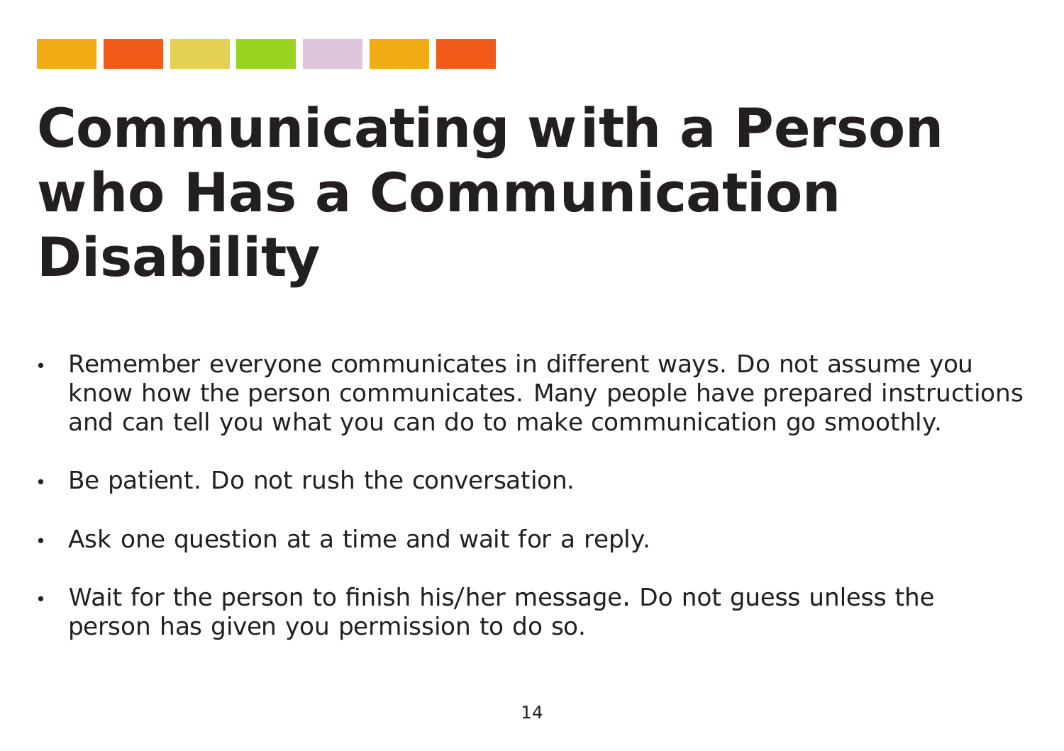# Communicating with a Person who Has a Communication Disability

- Remember everyone communicates in different ways. Do not assume you know how the person communicates. Many people have prepared instructions and can tell you what you can do to make communication go smoothly.
- Be patient. Do not rush the conversation.
- Ask one question at a time and wait for a reply.
- Wait for the person to finish his/her message. Do not guess unless the person has given you permission to do so.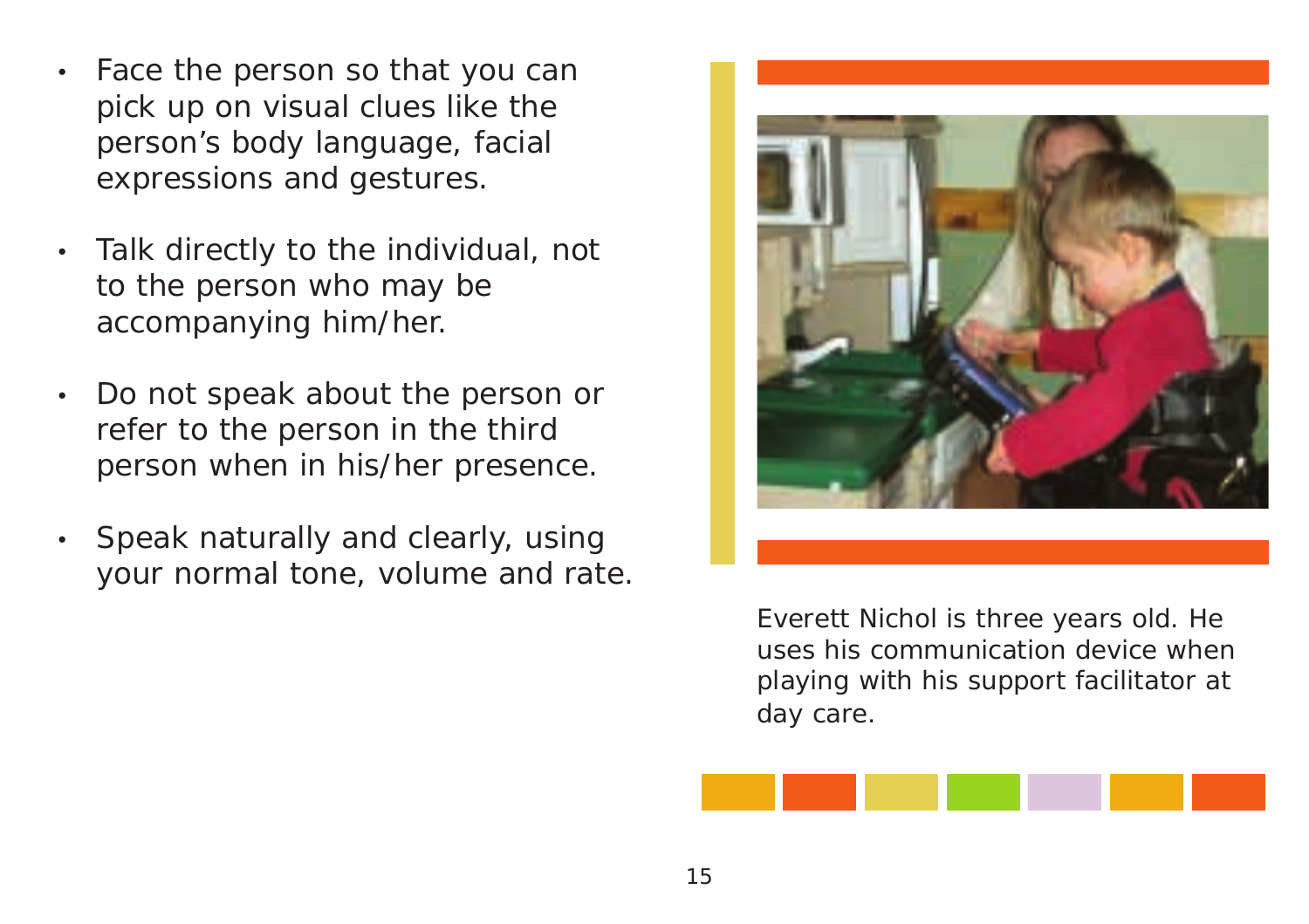- Face the person so that you can pick up on visual clues like the person's body language, facial expressions and gestures.
- Talk directly to the individual, not to the person who may be accompanying him/her.
- Do not speak about the person or refer to the person in the third person when in his/her presence.
- Speak naturally and clearly, using your normal tone, volume and rate.

Everett Nichol is three years old. He uses his communication device when playing with his support facilitator at day care.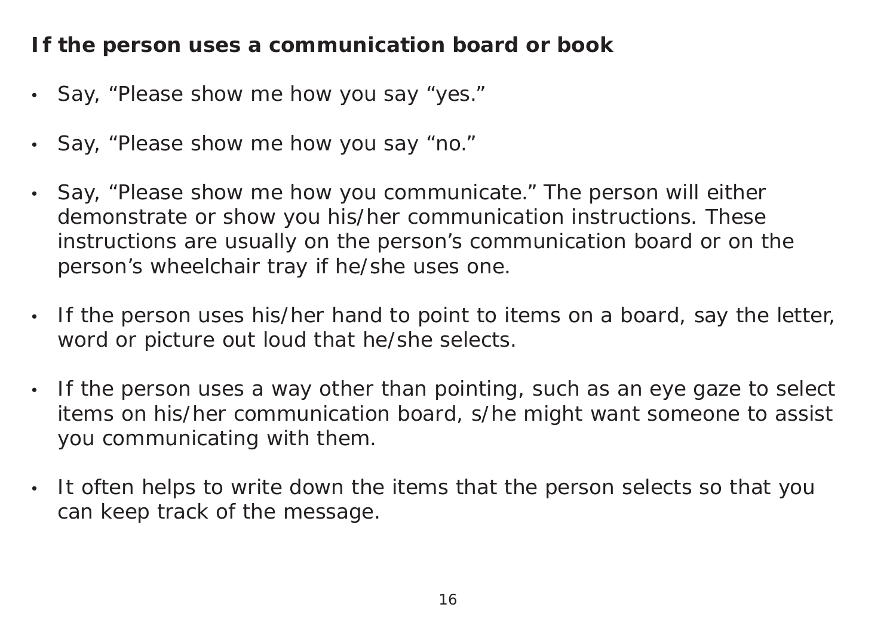**If the person uses a communication board or book**

- Say, “Please show me how you say “yes.”
- Say, “Please show me how you say “no.”
- Say, “Please show me how you communicate.” The person will either demonstrate or show you his/her communication instructions. These instructions are usually on the person’s communication board or on the person’s wheelchair tray if he/she uses one.
- If the person uses his/her hand to point to items on a board, say the letter, word or picture out loud that he/she selects.
- If the person uses a way other than pointing, such as an eye gaze to select items on his/her communication board, s/he might want someone to assist you communicating with them.
- It often helps to write down the items that the person selects so that you can keep track of the message.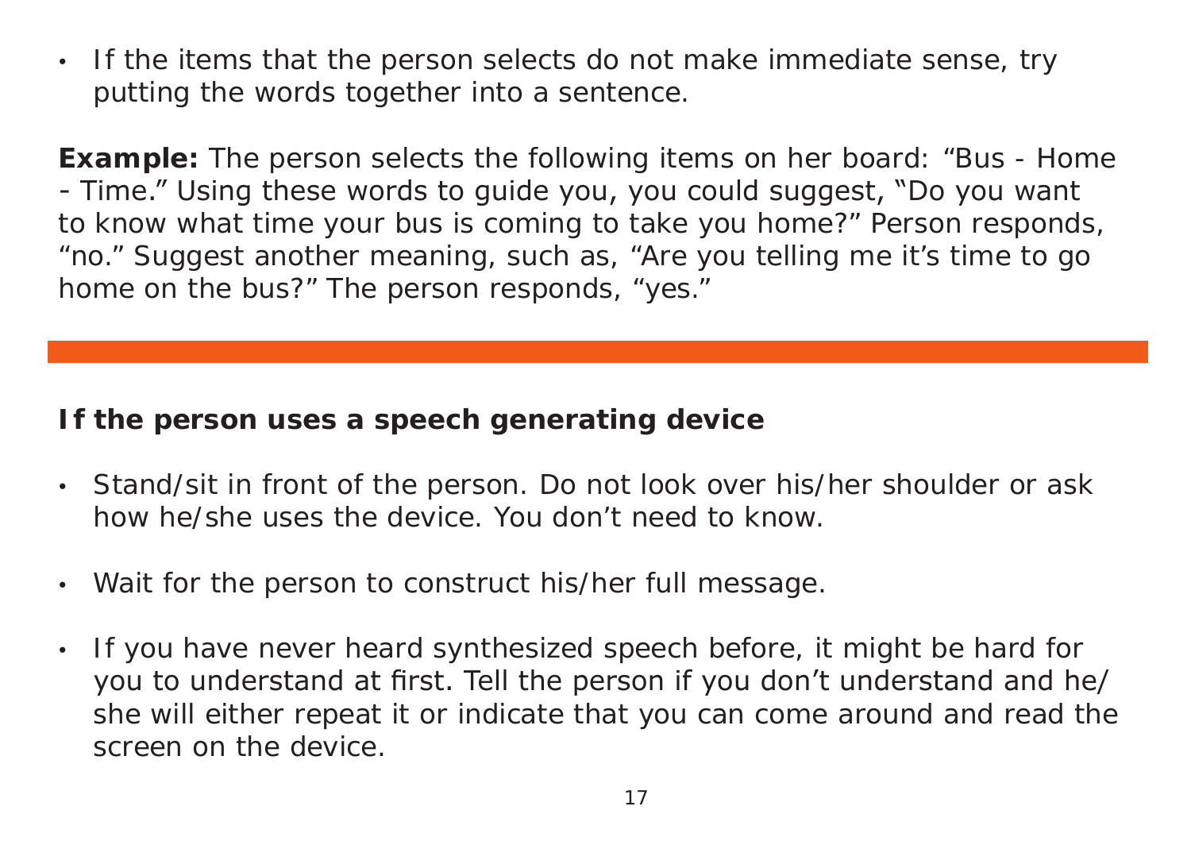- If the items that the person selects do not make immediate sense, try putting the words together into a sentence.

**Example:** The person selects the following items on her board: "Bus - Home - Time." Using these words to guide you, you could suggest, "Do you want to know what time your bus is coming to take you home?" Person responds, "no." Suggest another meaning, such as, "Are you telling me it's time to go home on the bus?" The person responds, "yes."

---

### If the person uses a speech generating device

- Stand/sit in front of the person. Do not look over his/her shoulder or ask how he/she uses the device. You don't need to know.
- Wait for the person to construct his/her full message.
- If you have never heard synthesized speech before, it might be hard for you to understand at first. Tell the person if you don't understand and he/she will either repeat it or indicate that you can come around and read the screen on the device.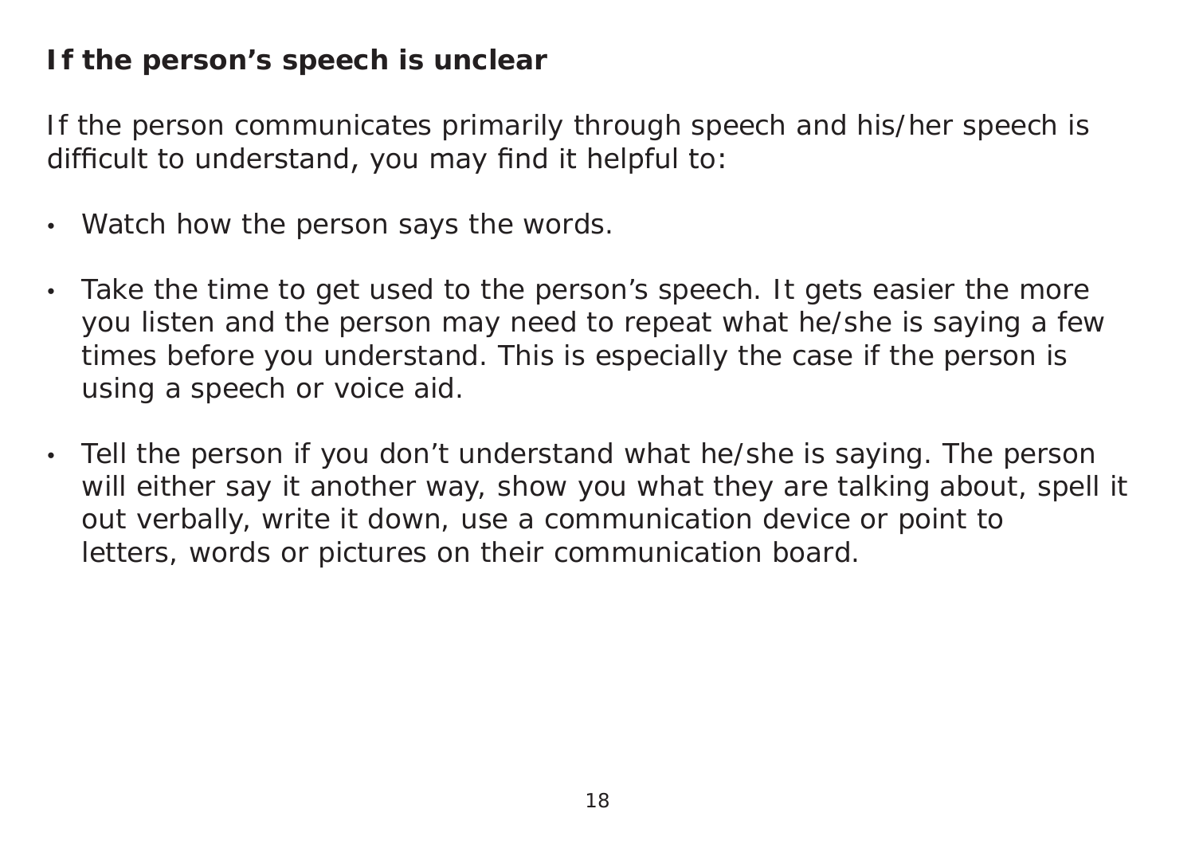**If the person's speech is unclear**

If the person communicates primarily through speech and his/her speech is difficult to understand, you may find it helpful to:

- Watch how the person says the words.
- Take the time to get used to the person's speech. It gets easier the more you listen and the person may need to repeat what he/she is saying a few times before you understand. This is especially the case if the person is using a speech or voice aid.
- Tell the person if you don't understand what he/she is saying. The person will either say it another way, show you what they are talking about, spell it out verbally, write it down, use a communication device or point to letters, words or pictures on their communication board.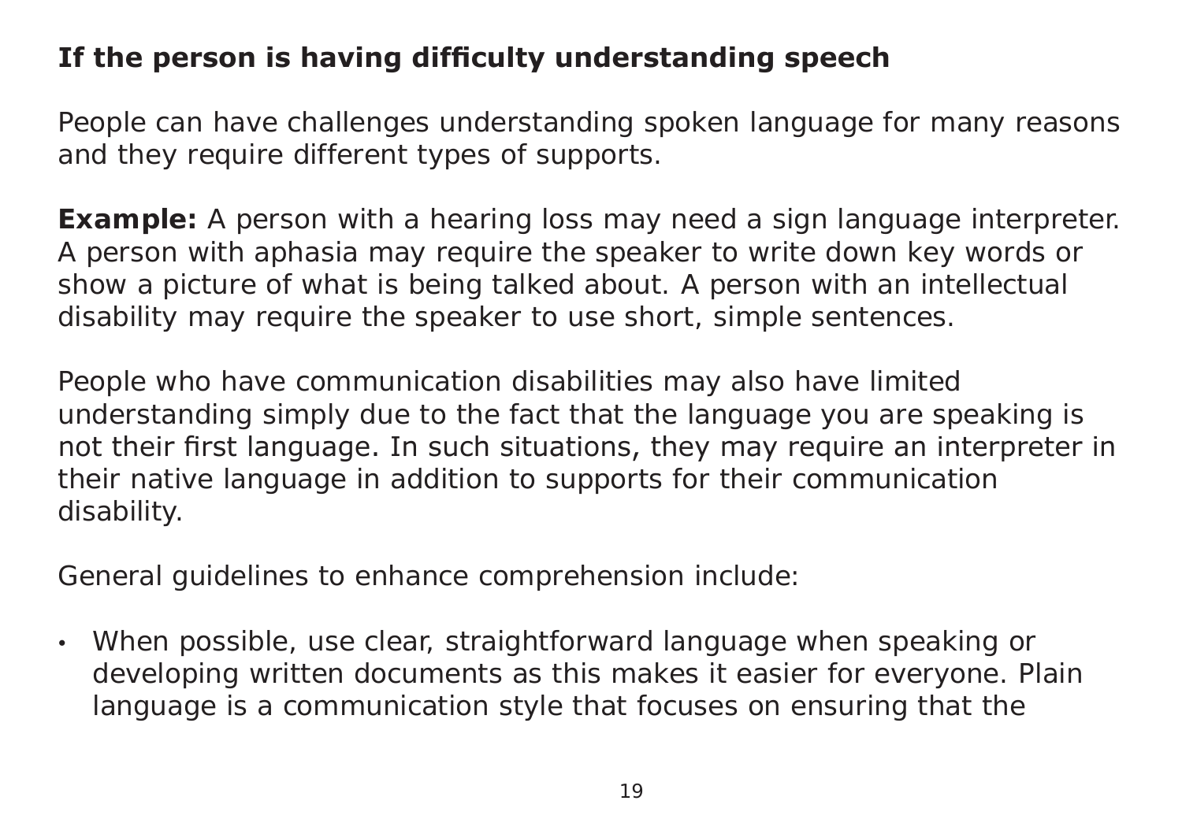**If the person is having difficulty understanding speech**

People can have challenges understanding spoken language for many reasons and they require different types of supports.

**Example:** A person with a hearing loss may need a sign language interpreter. A person with aphasia may require the speaker to write down key words or show a picture of what is being talked about. A person with an intellectual disability may require the speaker to use short, simple sentences.

People who have communication disabilities may also have limited understanding simply due to the fact that the language you are speaking is not their first language. In such situations, they may require an interpreter in their native language in addition to supports for their communication disability.

General guidelines to enhance comprehension include:

- When possible, use clear, straightforward language when speaking or developing written documents as this makes it easier for everyone. Plain language is a communication style that focuses on ensuring that the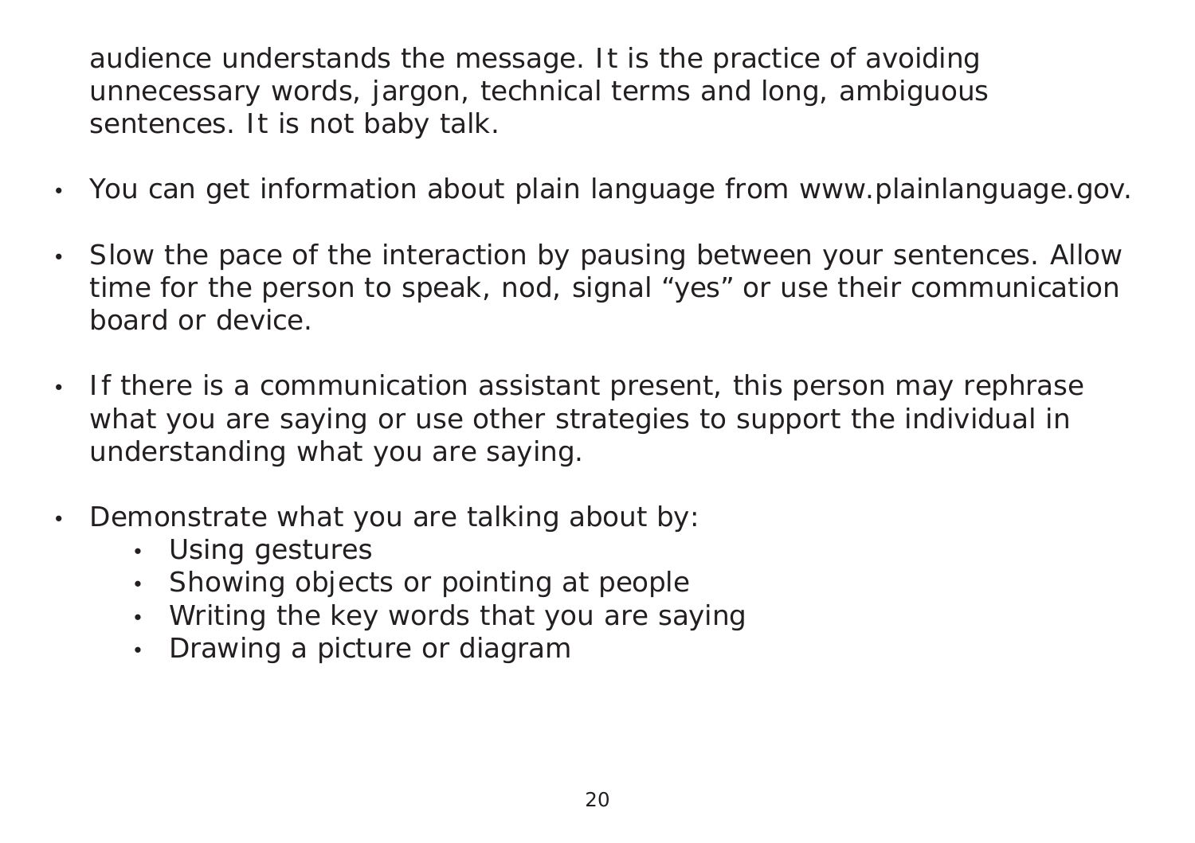audience understands the message. It is the practice of avoiding unnecessary words, jargon, technical terms and long, ambiguous sentences. It is not baby talk.

- You can get information about plain language from www.plainlanguage.gov.

- Slow the pace of the interaction by pausing between your sentences. Allow time for the person to speak, nod, signal "yes" or use their communication board or device.

- If there is a communication assistant present, this person may rephrase what you are saying or use other strategies to support the individual in understanding what you are saying.

- Demonstrate what you are talking about by:
    - Using gestures
    - Showing objects or pointing at people
    - Writing the key words that you are saying
    - Drawing a picture or diagram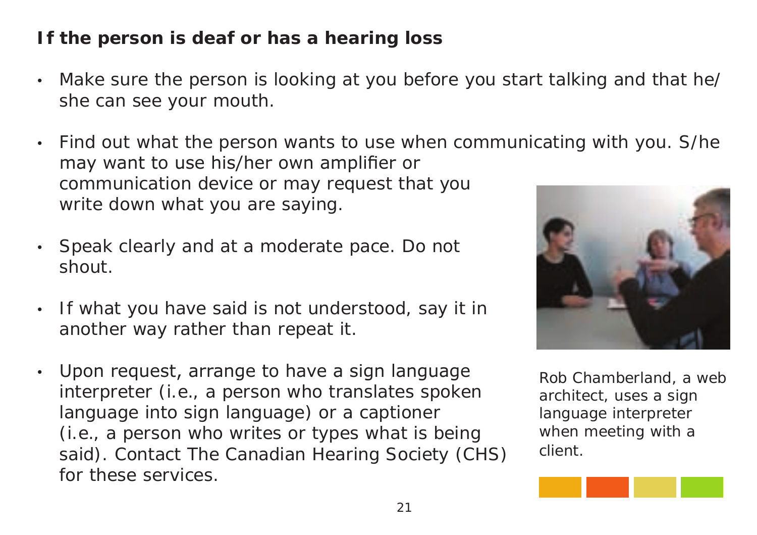## If the person is deaf or has a hearing loss

- Make sure the person is looking at you before you start talking and that he/she can see your mouth.
- Find out what the person wants to use when communicating with you. S/he may want to use his/her own amplifier or communication device or may request that you write down what you are saying.
- Speak clearly and at a moderate pace. Do not shout.
- If what you have said is not understood, say it in another way rather than repeat it.
- Upon request, arrange to have a sign language interpreter (i.e., a person who translates spoken language into sign language) or a captioner (i.e., a person who writes or types what is being said). Contact The Canadian Hearing Society (CHS) for these services.

Rob Chamberland, a web architect, uses a sign language interpreter when meeting with a client.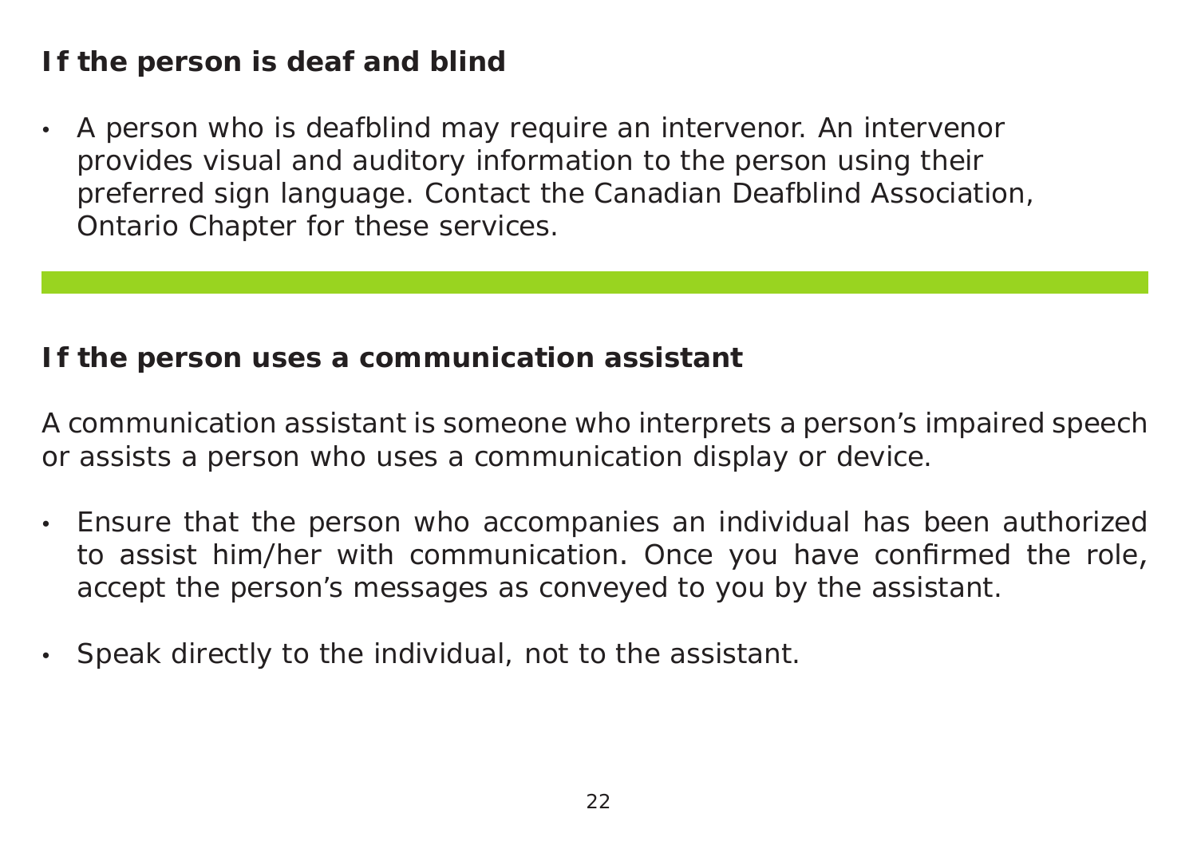### If the person is deaf and blind

- A person who is deafblind may require an intervenor. An intervenor provides visual and auditory information to the person using their preferred sign language. Contact the Canadian Deafblind Association, Ontario Chapter for these services.

### If the person uses a communication assistant

A communication assistant is someone who interprets a person's impaired speech or assists a person who uses a communication display or device.

- Ensure that the person who accompanies an individual has been authorized to assist him/her with communication. Once you have confirmed the role, accept the person's messages as conveyed to you by the assistant.

- Speak directly to the individual, not to the assistant.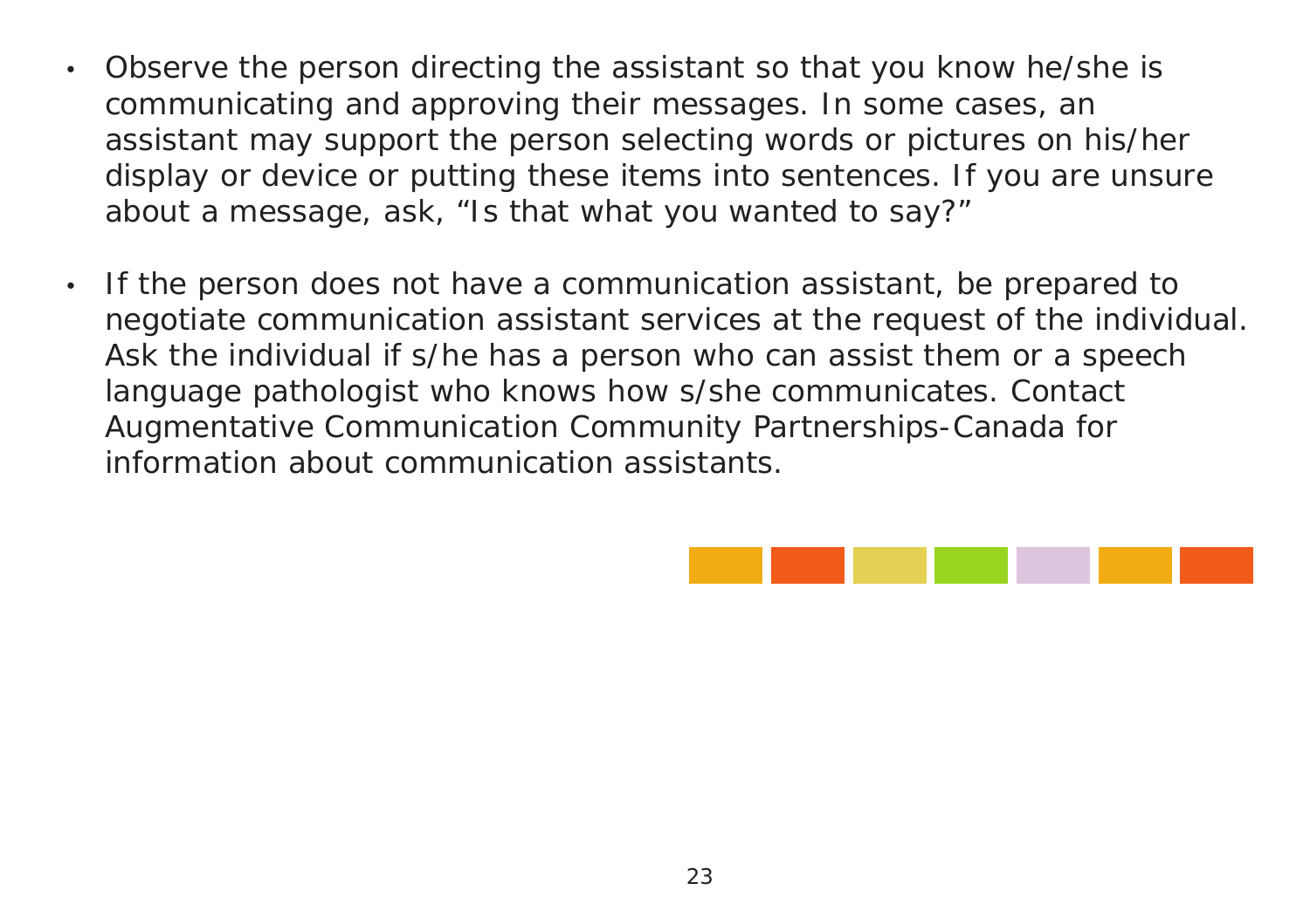- Observe the person directing the assistant so that you know he/she is communicating and approving their messages. In some cases, an assistant may support the person selecting words or pictures on his/her display or device or putting these items into sentences. If you are unsure about a message, ask, “Is that what you wanted to say?”

- If the person does not have a communication assistant, be prepared to negotiate communication assistant services at the request of the individual. Ask the individual if s/he has a person who can assist them or a speech language pathologist who knows how s/she communicates. Contact Augmentative Communication Community Partnerships-Canada for information about communication assistants.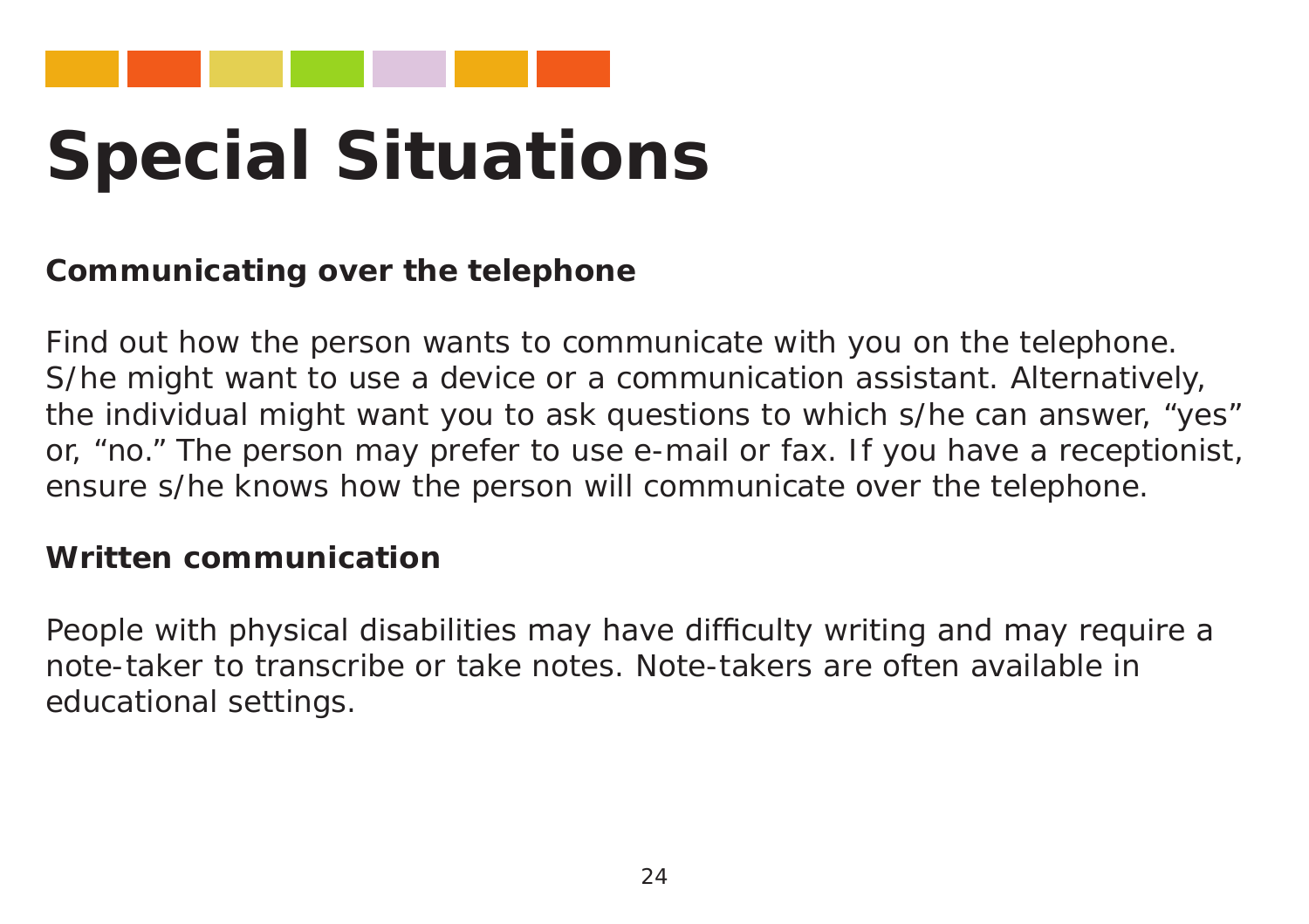# Special Situations

**Communicating over the telephone**

Find out how the person wants to communicate with you on the telephone. S/he might want to use a device or a communication assistant. Alternatively, the individual might want you to ask questions to which s/he can answer, “yes” or, “no.” The person may prefer to use e-mail or fax. If you have a receptionist, ensure s/he knows how the person will communicate over the telephone.

**Written communication**

People with physical disabilities may have difficulty writing and may require a note-taker to transcribe or take notes. Note-takers are often available in educational settings.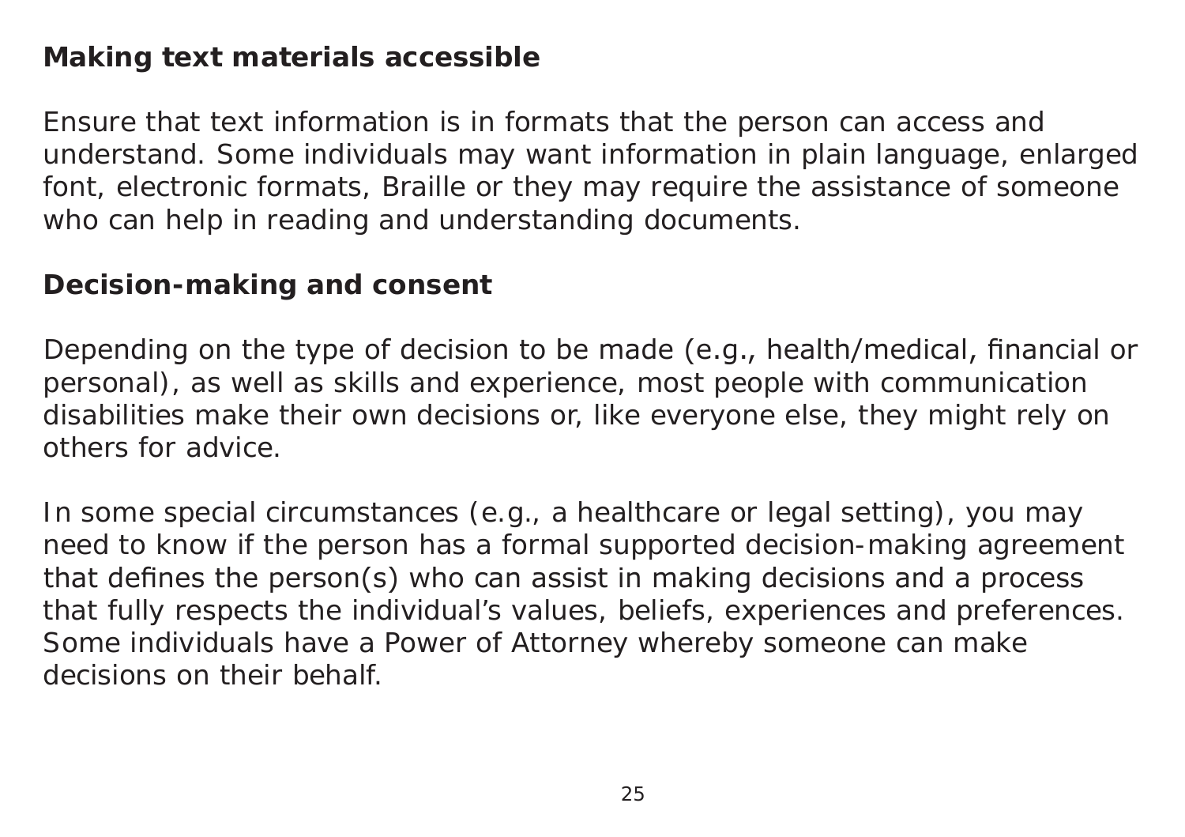## Making text materials accessible

Ensure that text information is in formats that the person can access and understand. Some individuals may want information in plain language, enlarged font, electronic formats, Braille or they may require the assistance of someone who can help in reading and understanding documents.

## Decision-making and consent

Depending on the type of decision to be made (e.g., health/medical, financial or personal), as well as skills and experience, most people with communication disabilities make their own decisions or, like everyone else, they might rely on others for advice.

In some special circumstances (e.g., a healthcare or legal setting), you may need to know if the person has a formal supported decision-making agreement that defines the person(s) who can assist in making decisions and a process that fully respects the individual's values, beliefs, experiences and preferences. Some individuals have a Power of Attorney whereby someone can make decisions on their behalf.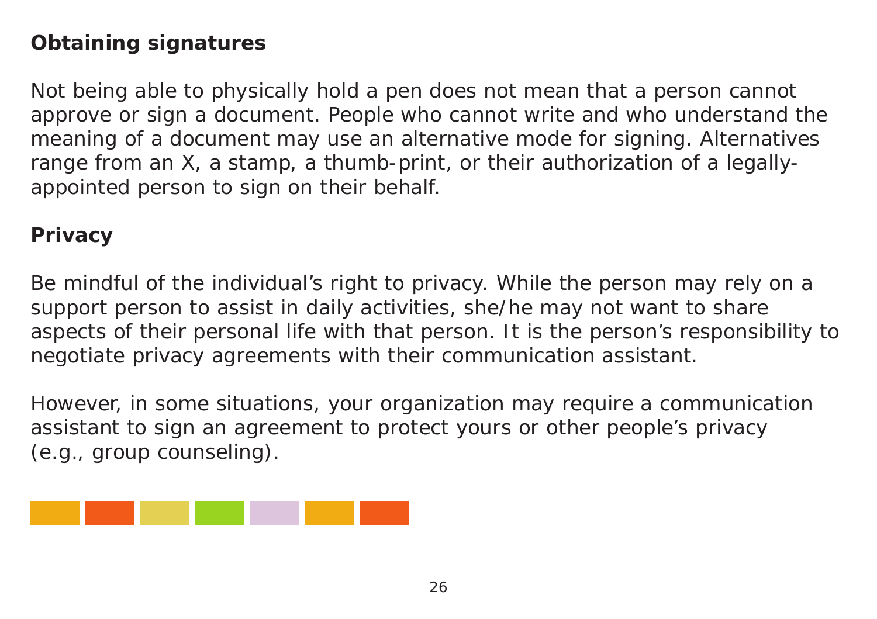### Obtaining signatures

Not being able to physically hold a pen does not mean that a person cannot approve or sign a document. People who cannot write and who understand the meaning of a document may use an alternative mode for signing. Alternatives range from an X, a stamp, a thumb-print, or their authorization of a legally-appointed person to sign on their behalf.

### Privacy

Be mindful of the individual's right to privacy. While the person may rely on a support person to assist in daily activities, she/he may not want to share aspects of their personal life with that person. It is the person's responsibility to negotiate privacy agreements with their communication assistant.

However, in some situations, your organization may require a communication assistant to sign an agreement to protect yours or other people's privacy (e.g., group counseling).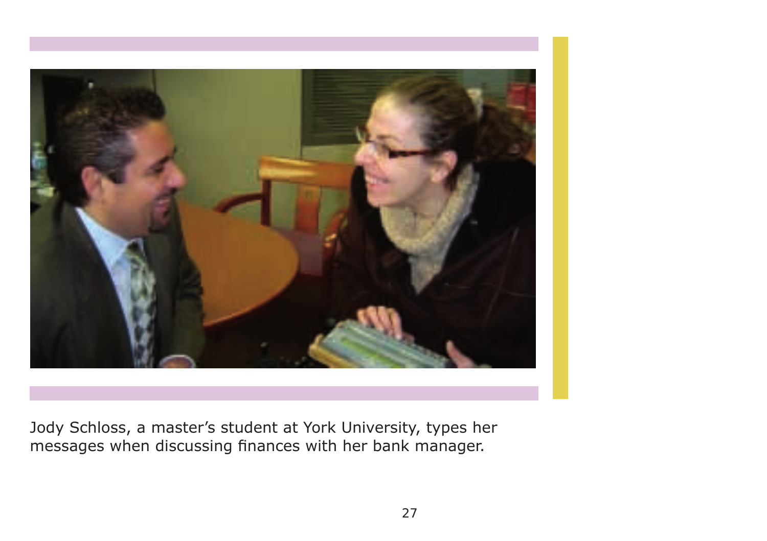Jody Schloss, a master's student at York University, types her messages when discussing finances with her bank manager.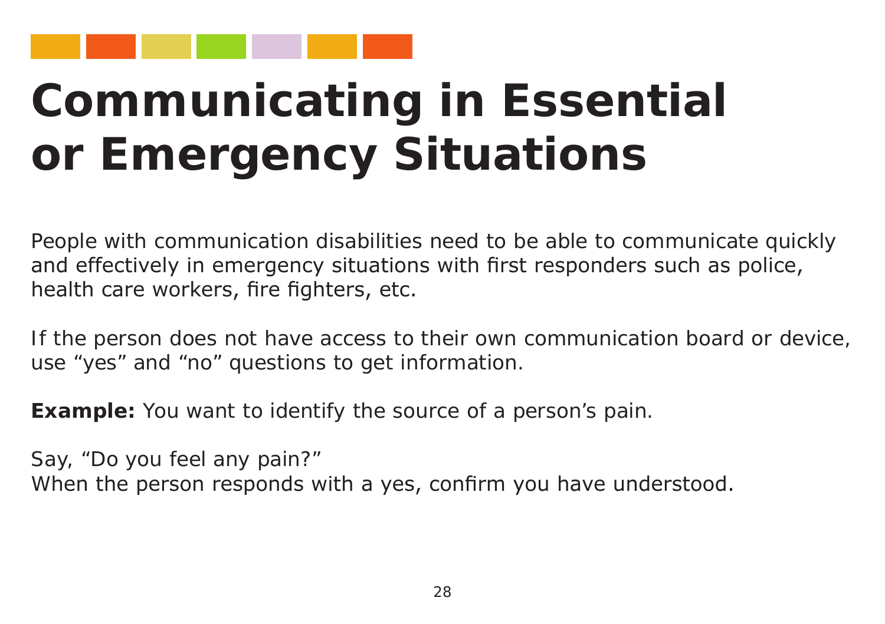# Communicating in Essential or Emergency Situations

People with communication disabilities need to be able to communicate quickly and effectively in emergency situations with first responders such as police, health care workers, fire fighters, etc.

If the person does not have access to their own communication board or device, use “yes” and “no” questions to get information.

**Example:** You want to identify the source of a person’s pain.

Say, “Do you feel any pain?”
When the person responds with a yes, confirm you have understood.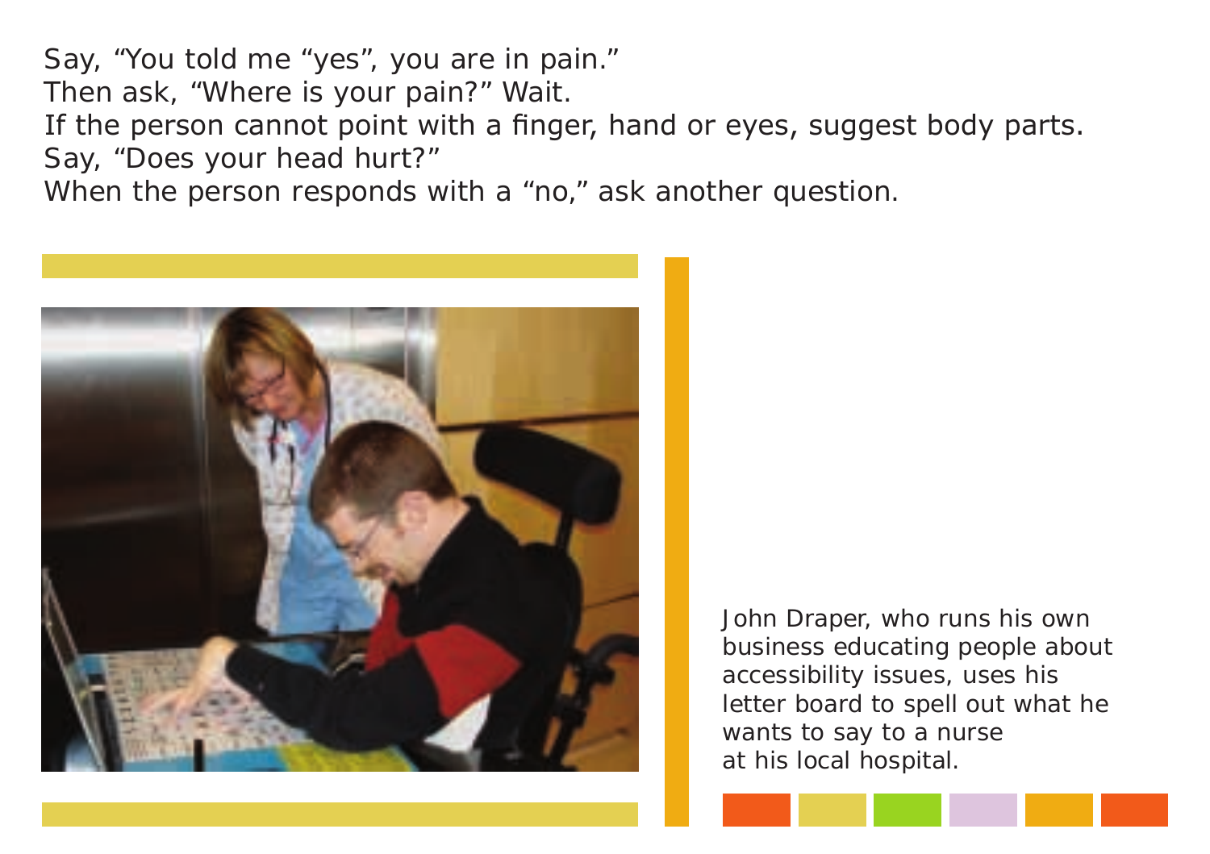Say, "You told me "yes", you are in pain."
Then ask, "Where is your pain?" Wait.
If the person cannot point with a finger, hand or eyes, suggest body parts.
Say, "Does your head hurt?"
When the person responds with a "no," ask another question.

John Draper, who runs his own business educating people about accessibility issues, uses his letter board to spell out what he wants to say to a nurse at his local hospital.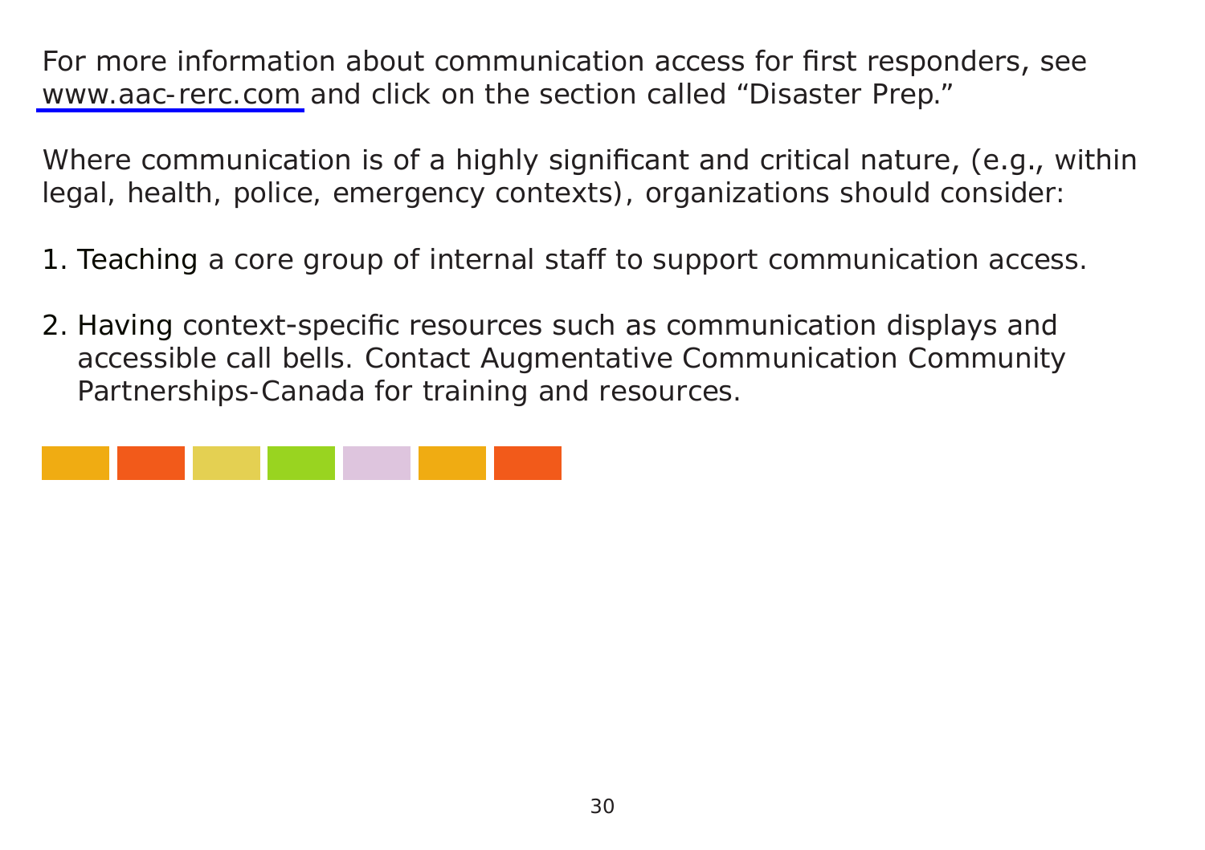For more information about communication access for first responders, see www.aac-rerc.com and click on the section called “Disaster Prep.”

Where communication is of a highly significant and critical nature, (e.g., within legal, health, police, emergency contexts), organizations should consider:

1. Teaching a core group of internal staff to support communication access.

2. Having context-specific resources such as communication displays and accessible call bells. Contact Augmentative Communication Community Partnerships-Canada for training and resources.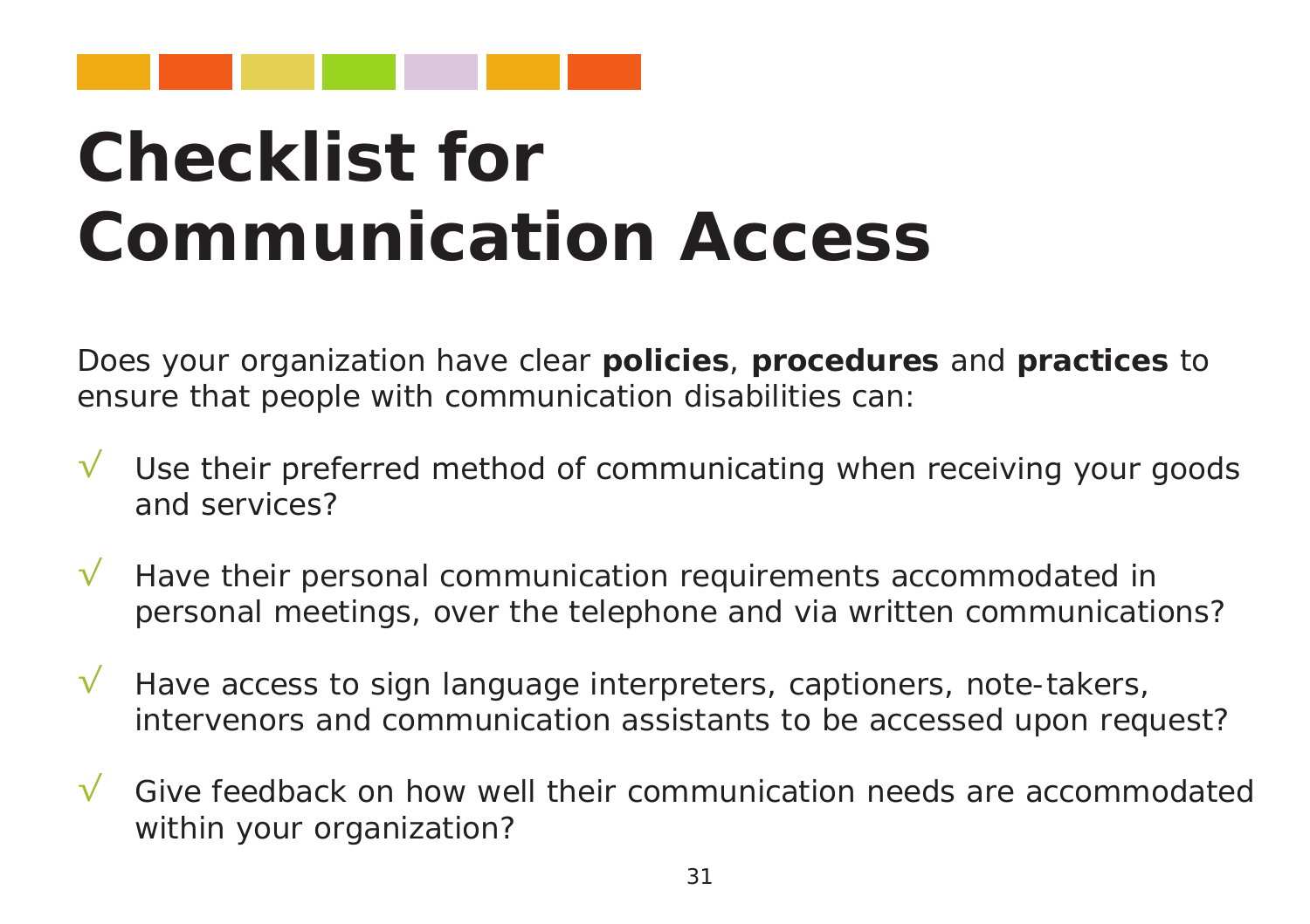# Checklist for Communication Access

Does your organization have clear **policies**, **procedures** and **practices** to ensure that people with communication disabilities can:

- √ Use their preferred method of communicating when receiving your goods and services?
- √ Have their personal communication requirements accommodated in personal meetings, over the telephone and via written communications?
- √ Have access to sign language interpreters, captioners, note-takers, intervenors and communication assistants to be accessed upon request?
- √ Give feedback on how well their communication needs are accommodated within your organization?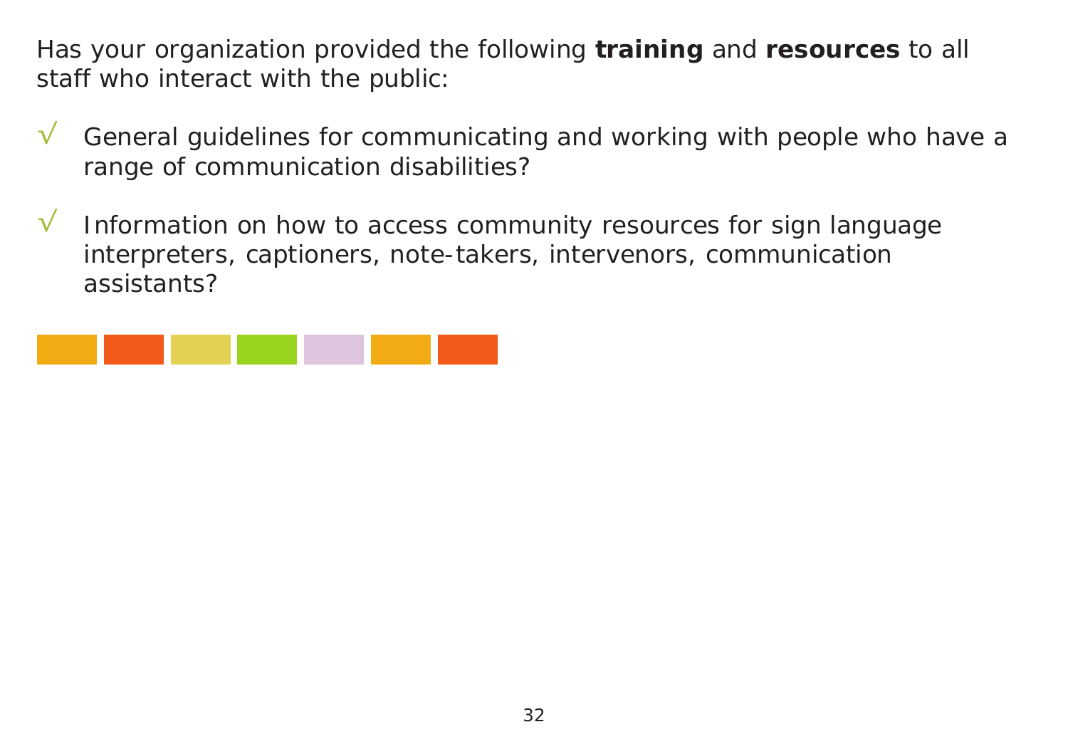Has your organization provided the following **training** and **resources** to all staff who interact with the public:

- √ General guidelines for communicating and working with people who have a range of communication disabilities?

- √ Information on how to access community resources for sign language interpreters, captioners, note-takers, intervenors, communication assistants?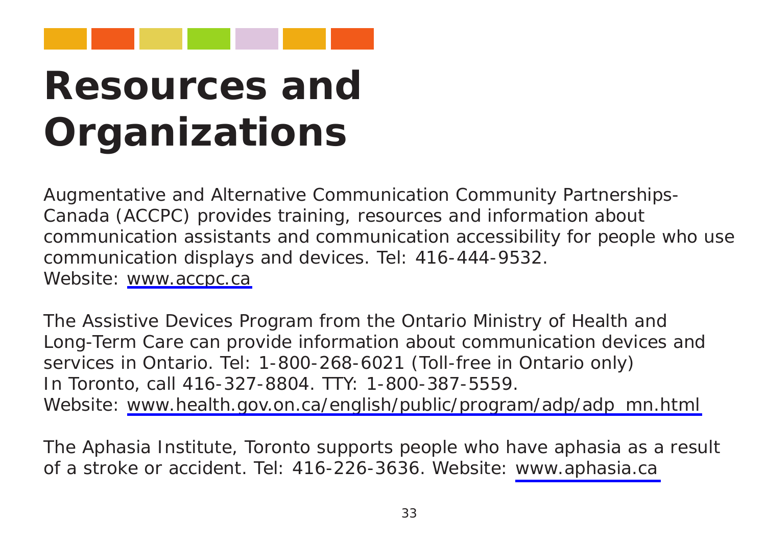# Resources and Organizations

Augmentative and Alternative Communication Community Partnerships-Canada (ACCPC) provides training, resources and information about communication assistants and communication accessibility for people who use communication displays and devices. Tel: 416-444-9532.
Website: www.accpc.ca

The Assistive Devices Program from the Ontario Ministry of Health and Long-Term Care can provide information about communication devices and services in Ontario. Tel: 1-800-268-6021 (Toll-free in Ontario only)
In Toronto, call 416-327-8804. TTY: 1-800-387-5559.
Website: www.health.gov.on.ca/english/public/program/adp/adp_mn.html

The Aphasia Institute, Toronto supports people who have aphasia as a result of a stroke or accident. Tel: 416-226-3636. Website: www.aphasia.ca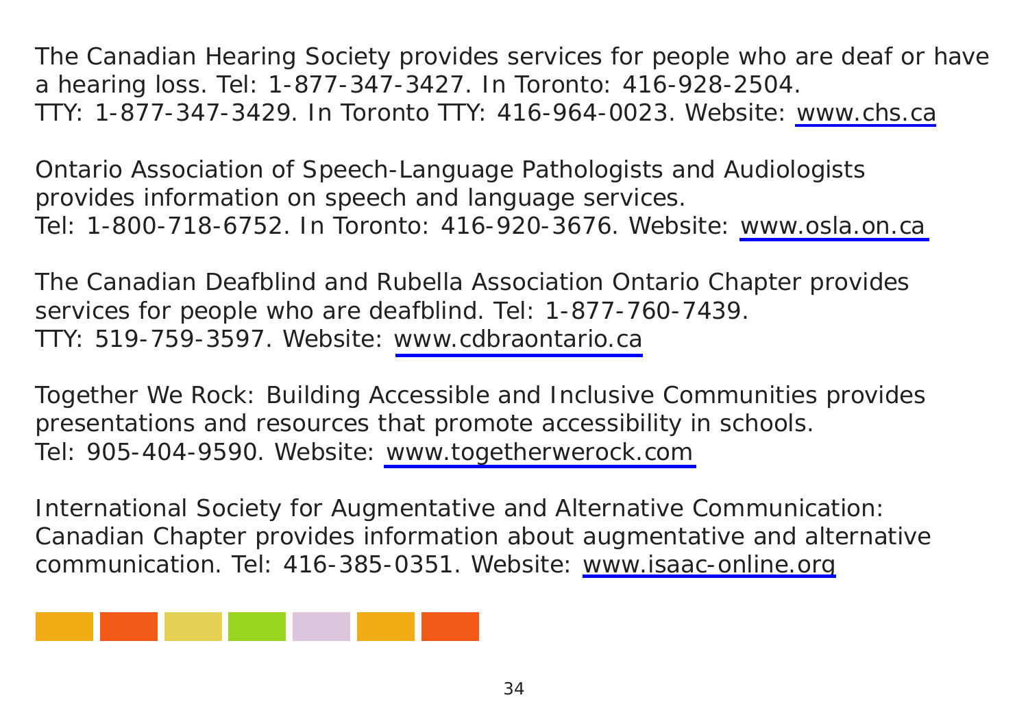The Canadian Hearing Society provides services for people who are deaf or have a hearing loss. Tel: 1-877-347-3427. In Toronto: 416-928-2504. TTY: 1-877-347-3429. In Toronto TTY: 416-964-0023. Website: www.chs.ca

Ontario Association of Speech-Language Pathologists and Audiologists provides information on speech and language services. Tel: 1-800-718-6752. In Toronto: 416-920-3676. Website: www.osla.on.ca

The Canadian Deafblind and Rubella Association Ontario Chapter provides services for people who are deafblind. Tel: 1-877-760-7439. TTY: 519-759-3597. Website: www.cdbraontario.ca

Together We Rock: Building Accessible and Inclusive Communities provides presentations and resources that promote accessibility in schools. Tel: 905-404-9590. Website: www.togetherwerock.com

International Society for Augmentative and Alternative Communication: Canadian Chapter provides information about augmentative and alternative communication. Tel: 416-385-0351. Website: www.isaac-online.org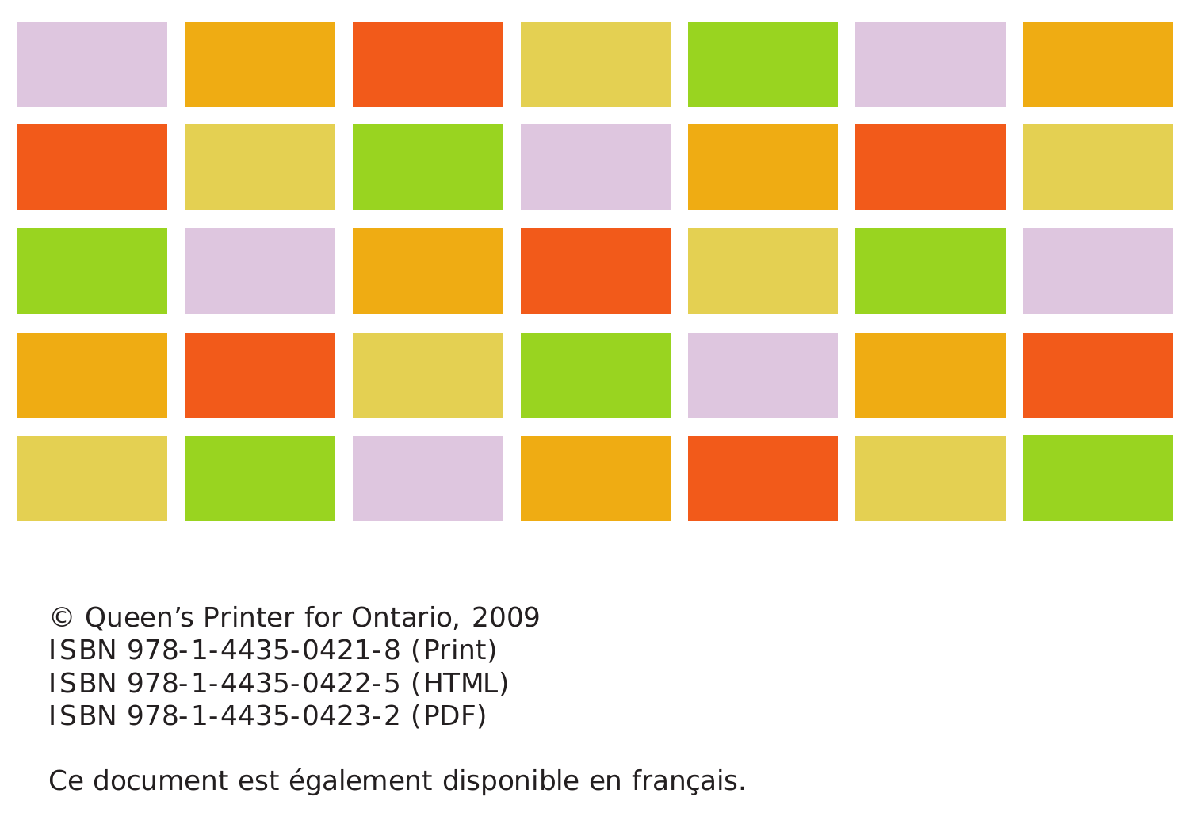© Queen's Printer for Ontario, 2009
ISBN 978-1-4435-0421-8 (Print)
ISBN 978-1-4435-0422-5 (HTML)
ISBN 978-1-4435-0423-2 (PDF)

Ce document est également disponible en français.